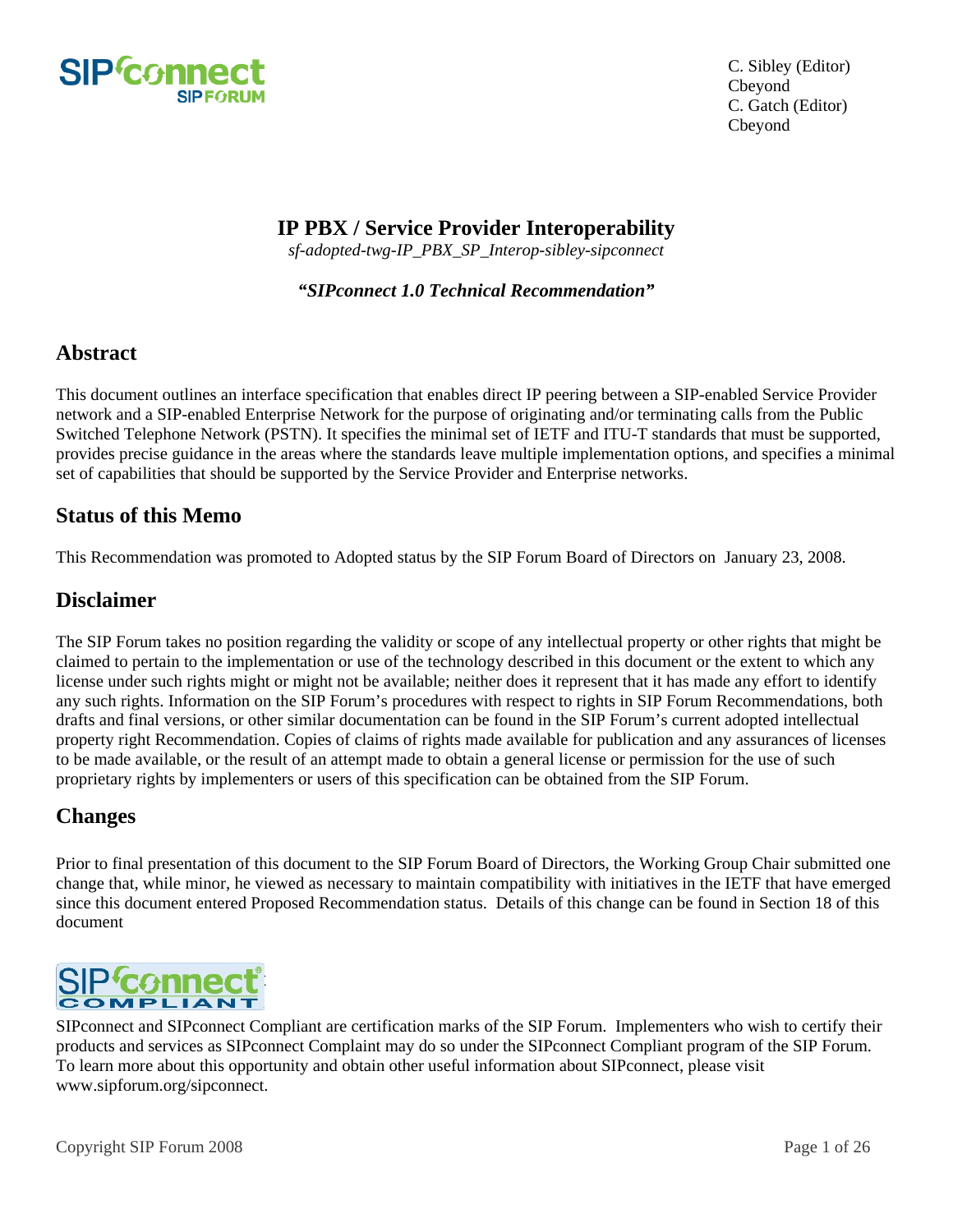C. Sibley (Editor)
Cbeyond
C. Gatch (Editor)
Cbeyond

# IP PBX / Service Provider Interoperability

*sf-adopted-twg-IP_PBX_SP_Interop-sibley-sipconnect*

***"SIPconnect 1.0 Technical Recommendation"***

## Abstract

This document outlines an interface specification that enables direct IP peering between a SIP-enabled Service Provider network and a SIP-enabled Enterprise Network for the purpose of originating and/or terminating calls from the Public Switched Telephone Network (PSTN). It specifies the minimal set of IETF and ITU-T standards that must be supported, provides precise guidance in the areas where the standards leave multiple implementation options, and specifies a minimal set of capabilities that should be supported by the Service Provider and Enterprise networks.

## Status of this Memo

This Recommendation was promoted to Adopted status by the SIP Forum Board of Directors on January 23, 2008.

## Disclaimer

The SIP Forum takes no position regarding the validity or scope of any intellectual property or other rights that might be claimed to pertain to the implementation or use of the technology described in this document or the extent to which any license under such rights might or might not be available; neither does it represent that it has made any effort to identify any such rights. Information on the SIP Forum's procedures with respect to rights in SIP Forum Recommendations, both drafts and final versions, or other similar documentation can be found in the SIP Forum's current adopted intellectual property right Recommendation. Copies of claims of rights made available for publication and any assurances of licenses to be made available, or the result of an attempt made to obtain a general license or permission for the use of such proprietary rights by implementers or users of this specification can be obtained from the SIP Forum.

## Changes

Prior to final presentation of this document to the SIP Forum Board of Directors, the Working Group Chair submitted one change that, while minor, he viewed as necessary to maintain compatibility with initiatives in the IETF that have emerged since this document entered Proposed Recommendation status. Details of this change can be found in Section 18 of this document

SIPconnect and SIPconnect Compliant are certification marks of the SIP Forum. Implementers who wish to certify their products and services as SIPconnect Complaint may do so under the SIPconnect Compliant program of the SIP Forum. To learn more about this opportunity and obtain other useful information about SIPconnect, please visit www.sipforum.org/sipconnect.

Copyright SIP Forum 2008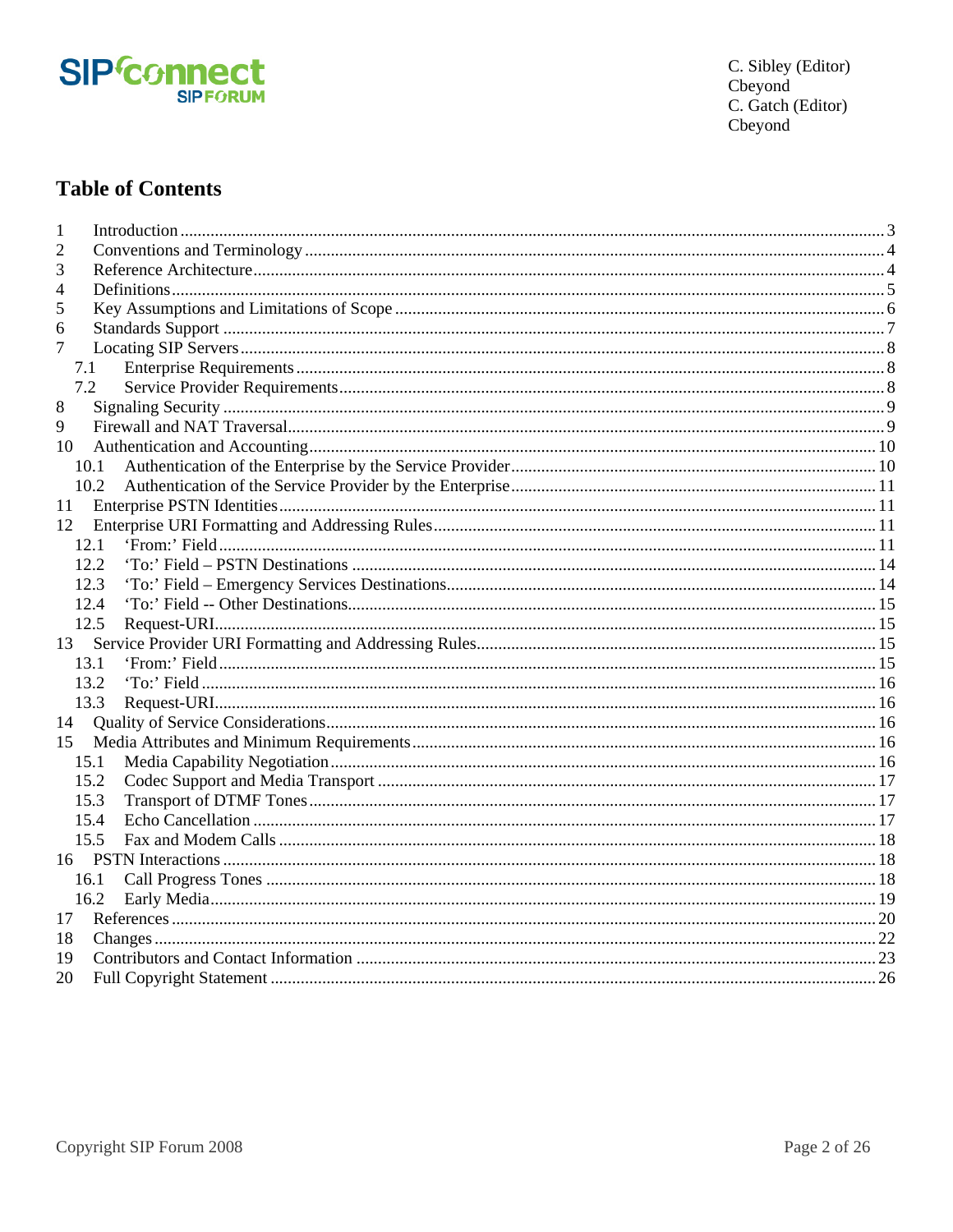C. Sibley (Editor)
Cbeyond
C. Gatch (Editor)
Cbeyond

## Table of Contents

1 Introduction ... 3
2 Conventions and Terminology ... 4
3 Reference Architecture ... 4
4 Definitions ... 5
5 Key Assumptions and Limitations of Scope ... 6
6 Standards Support ... 7
7 Locating SIP Servers ... 8
 7.1 Enterprise Requirements ... 8
 7.2 Service Provider Requirements ... 8
8 Signaling Security ... 9
9 Firewall and NAT Traversal ... 9
10 Authentication and Accounting ... 10
 10.1 Authentication of the Enterprise by the Service Provider ... 10
 10.2 Authentication of the Service Provider by the Enterprise ... 11
11 Enterprise PSTN Identities ... 11
12 Enterprise URI Formatting and Addressing Rules ... 11
 12.1 'From:' Field ... 11
 12.2 'To:' Field – PSTN Destinations ... 14
 12.3 'To:' Field – Emergency Services Destinations ... 14
 12.4 'To:' Field -- Other Destinations ... 15
 12.5 Request-URI ... 15
13 Service Provider URI Formatting and Addressing Rules ... 15
 13.1 'From:' Field ... 15
 13.2 'To:' Field ... 16
 13.3 Request-URI ... 16
14 Quality of Service Considerations ... 16
15 Media Attributes and Minimum Requirements ... 16
 15.1 Media Capability Negotiation ... 16
 15.2 Codec Support and Media Transport ... 17
 15.3 Transport of DTMF Tones ... 17
 15.4 Echo Cancellation ... 17
 15.5 Fax and Modem Calls ... 18
16 PSTN Interactions ... 18
 16.1 Call Progress Tones ... 18
 16.2 Early Media ... 19
17 References ... 20
18 Changes ... 22
19 Contributors and Contact Information ... 23
20 Full Copyright Statement ... 26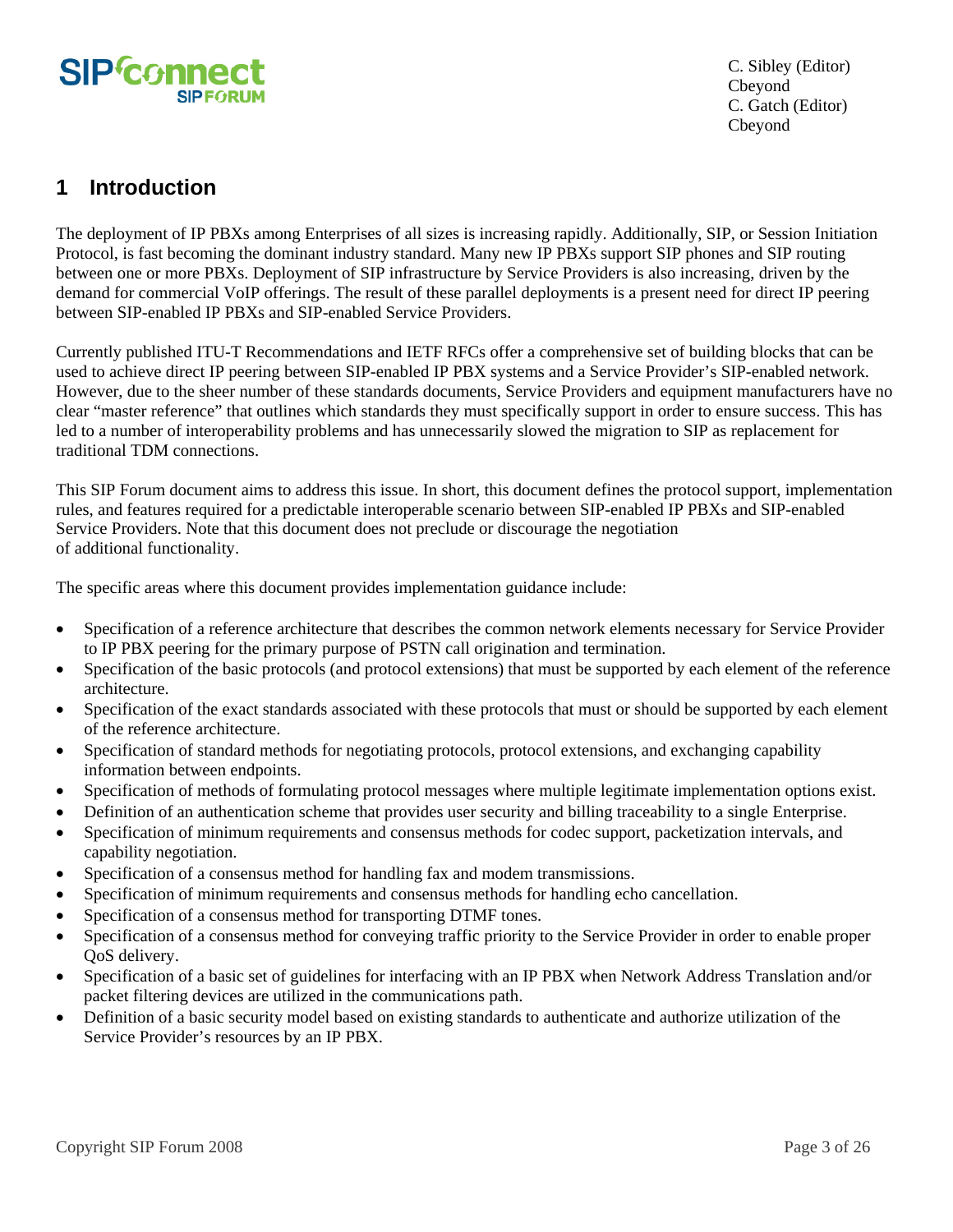C. Sibley (Editor)
Cbeyond
C. Gatch (Editor)
Cbeyond

# 1 Introduction

The deployment of IP PBXs among Enterprises of all sizes is increasing rapidly. Additionally, SIP, or Session Initiation Protocol, is fast becoming the dominant industry standard. Many new IP PBXs support SIP phones and SIP routing between one or more PBXs. Deployment of SIP infrastructure by Service Providers is also increasing, driven by the demand for commercial VoIP offerings. The result of these parallel deployments is a present need for direct IP peering between SIP-enabled IP PBXs and SIP-enabled Service Providers.

Currently published ITU-T Recommendations and IETF RFCs offer a comprehensive set of building blocks that can be used to achieve direct IP peering between SIP-enabled IP PBX systems and a Service Provider's SIP-enabled network. However, due to the sheer number of these standards documents, Service Providers and equipment manufacturers have no clear "master reference" that outlines which standards they must specifically support in order to ensure success. This has led to a number of interoperability problems and has unnecessarily slowed the migration to SIP as replacement for traditional TDM connections.

This SIP Forum document aims to address this issue. In short, this document defines the protocol support, implementation rules, and features required for a predictable interoperable scenario between SIP-enabled IP PBXs and SIP-enabled Service Providers. Note that this document does not preclude or discourage the negotiation of additional functionality.

The specific areas where this document provides implementation guidance include:

- Specification of a reference architecture that describes the common network elements necessary for Service Provider to IP PBX peering for the primary purpose of PSTN call origination and termination.
- Specification of the basic protocols (and protocol extensions) that must be supported by each element of the reference architecture.
- Specification of the exact standards associated with these protocols that must or should be supported by each element of the reference architecture.
- Specification of standard methods for negotiating protocols, protocol extensions, and exchanging capability information between endpoints.
- Specification of methods of formulating protocol messages where multiple legitimate implementation options exist.
- Definition of an authentication scheme that provides user security and billing traceability to a single Enterprise.
- Specification of minimum requirements and consensus methods for codec support, packetization intervals, and capability negotiation.
- Specification of a consensus method for handling fax and modem transmissions.
- Specification of minimum requirements and consensus methods for handling echo cancellation.
- Specification of a consensus method for transporting DTMF tones.
- Specification of a consensus method for conveying traffic priority to the Service Provider in order to enable proper QoS delivery.
- Specification of a basic set of guidelines for interfacing with an IP PBX when Network Address Translation and/or packet filtering devices are utilized in the communications path.
- Definition of a basic security model based on existing standards to authenticate and authorize utilization of the Service Provider's resources by an IP PBX.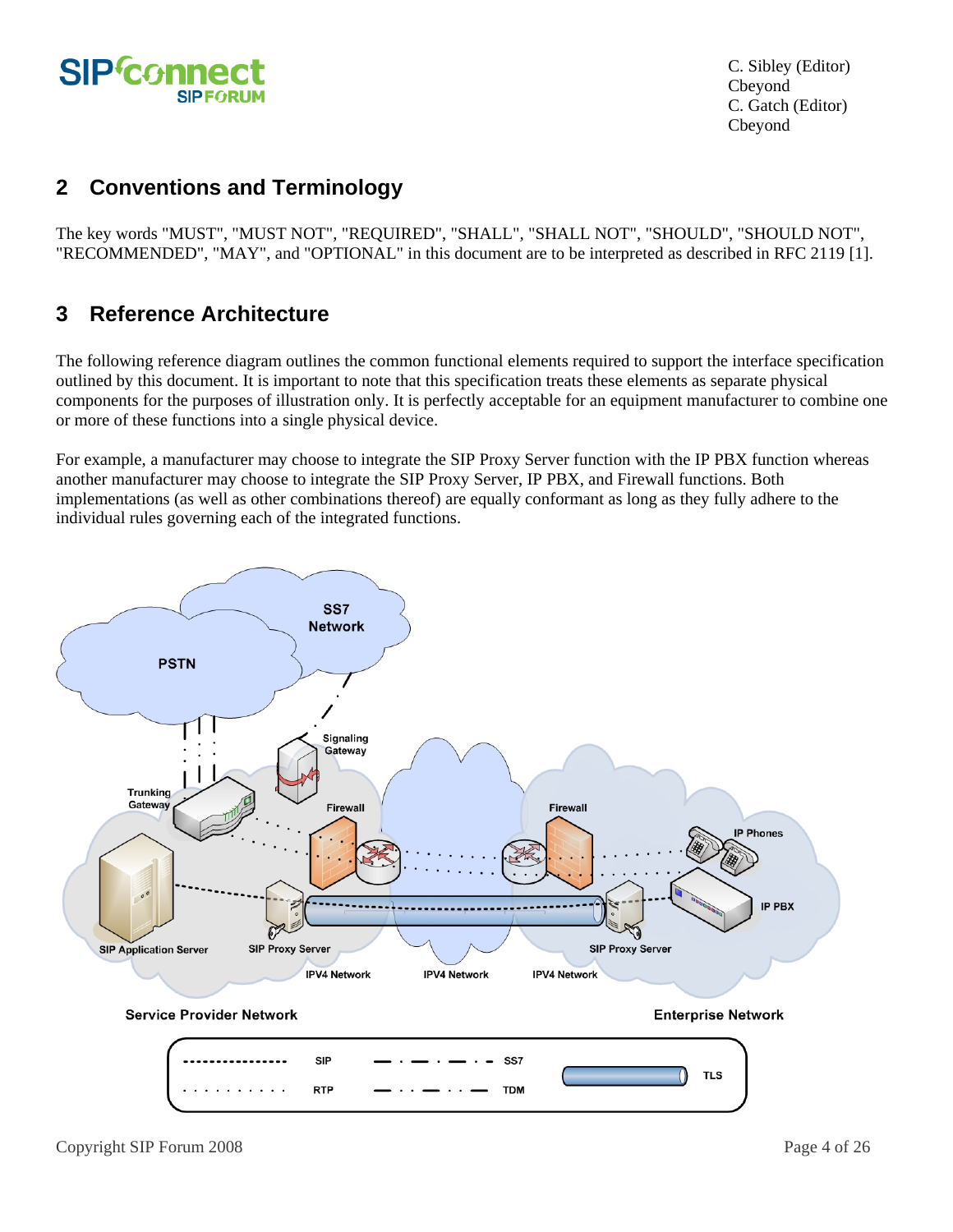## 2 Conventions and Terminology

The key words "MUST", "MUST NOT", "REQUIRED", "SHALL", "SHALL NOT", "SHOULD", "SHOULD NOT", "RECOMMENDED", "MAY", and "OPTIONAL" in this document are to be interpreted as described in RFC 2119 [1].

## 3 Reference Architecture

The following reference diagram outlines the common functional elements required to support the interface specification outlined by this document. It is important to note that this specification treats these elements as separate physical components for the purposes of illustration only. It is perfectly acceptable for an equipment manufacturer to combine one or more of these functions into a single physical device.

For example, a manufacturer may choose to integrate the SIP Proxy Server function with the IP PBX function whereas another manufacturer may choose to integrate the SIP Proxy Server, IP PBX, and Firewall functions. Both implementations (as well as other combinations thereof) are equally conformant as long as they fully adhere to the individual rules governing each of the integrated functions.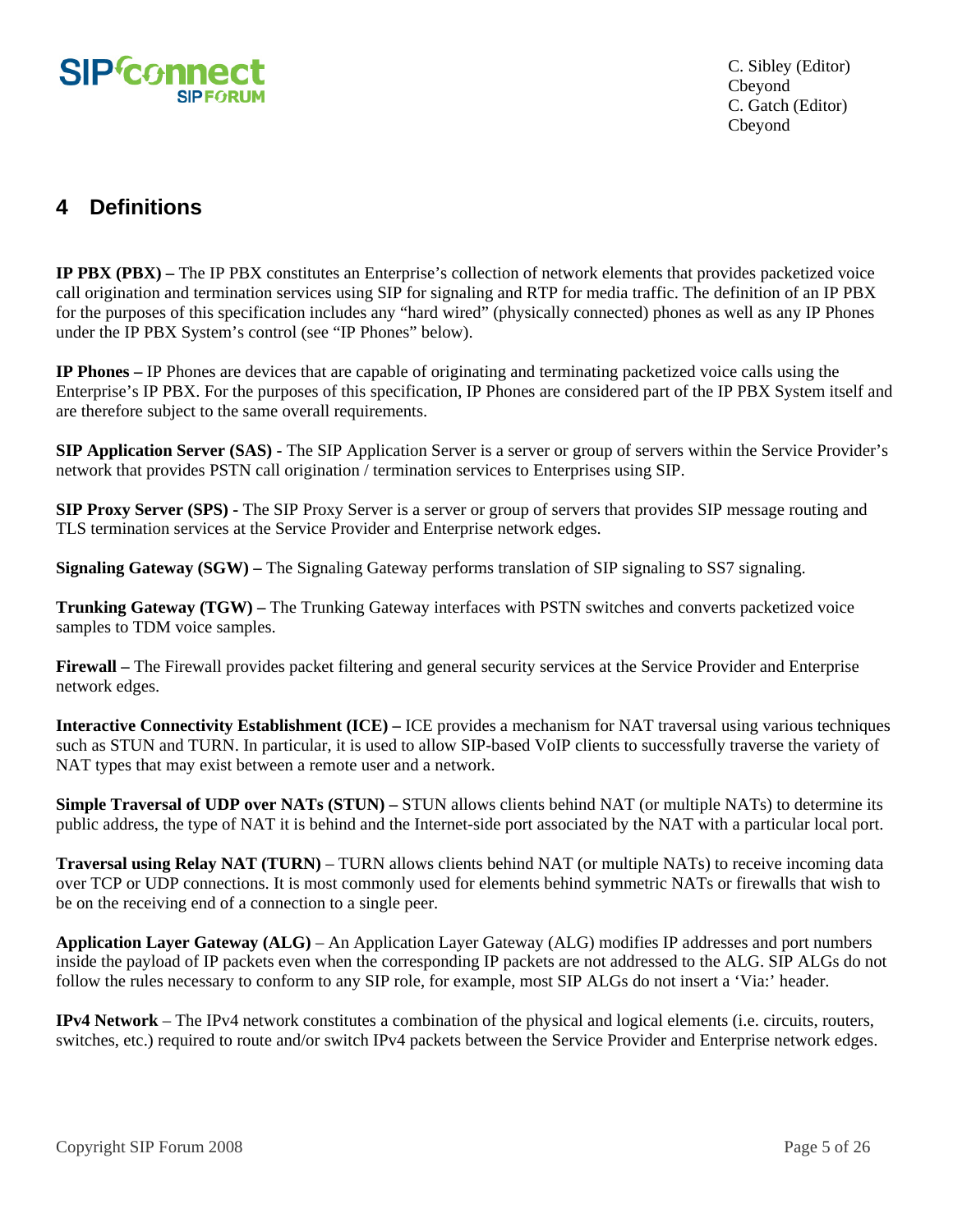## 4 Definitions

**IP PBX (PBX) –** The IP PBX constitutes an Enterprise's collection of network elements that provides packetized voice call origination and termination services using SIP for signaling and RTP for media traffic. The definition of an IP PBX for the purposes of this specification includes any "hard wired" (physically connected) phones as well as any IP Phones under the IP PBX System's control (see "IP Phones" below).

**IP Phones –** IP Phones are devices that are capable of originating and terminating packetized voice calls using the Enterprise's IP PBX. For the purposes of this specification, IP Phones are considered part of the IP PBX System itself and are therefore subject to the same overall requirements.

**SIP Application Server (SAS) -** The SIP Application Server is a server or group of servers within the Service Provider's network that provides PSTN call origination / termination services to Enterprises using SIP.

**SIP Proxy Server (SPS) -** The SIP Proxy Server is a server or group of servers that provides SIP message routing and TLS termination services at the Service Provider and Enterprise network edges.

**Signaling Gateway (SGW) –** The Signaling Gateway performs translation of SIP signaling to SS7 signaling.

**Trunking Gateway (TGW) –** The Trunking Gateway interfaces with PSTN switches and converts packetized voice samples to TDM voice samples.

**Firewall –** The Firewall provides packet filtering and general security services at the Service Provider and Enterprise network edges.

**Interactive Connectivity Establishment (ICE) –** ICE provides a mechanism for NAT traversal using various techniques such as STUN and TURN. In particular, it is used to allow SIP-based VoIP clients to successfully traverse the variety of NAT types that may exist between a remote user and a network.

**Simple Traversal of UDP over NATs (STUN) –** STUN allows clients behind NAT (or multiple NATs) to determine its public address, the type of NAT it is behind and the Internet-side port associated by the NAT with a particular local port.

**Traversal using Relay NAT (TURN)** – TURN allows clients behind NAT (or multiple NATs) to receive incoming data over TCP or UDP connections. It is most commonly used for elements behind symmetric NATs or firewalls that wish to be on the receiving end of a connection to a single peer.

**Application Layer Gateway (ALG)** – An Application Layer Gateway (ALG) modifies IP addresses and port numbers inside the payload of IP packets even when the corresponding IP packets are not addressed to the ALG. SIP ALGs do not follow the rules necessary to conform to any SIP role, for example, most SIP ALGs do not insert a 'Via:' header.

**IPv4 Network** – The IPv4 network constitutes a combination of the physical and logical elements (i.e. circuits, routers, switches, etc.) required to route and/or switch IPv4 packets between the Service Provider and Enterprise network edges.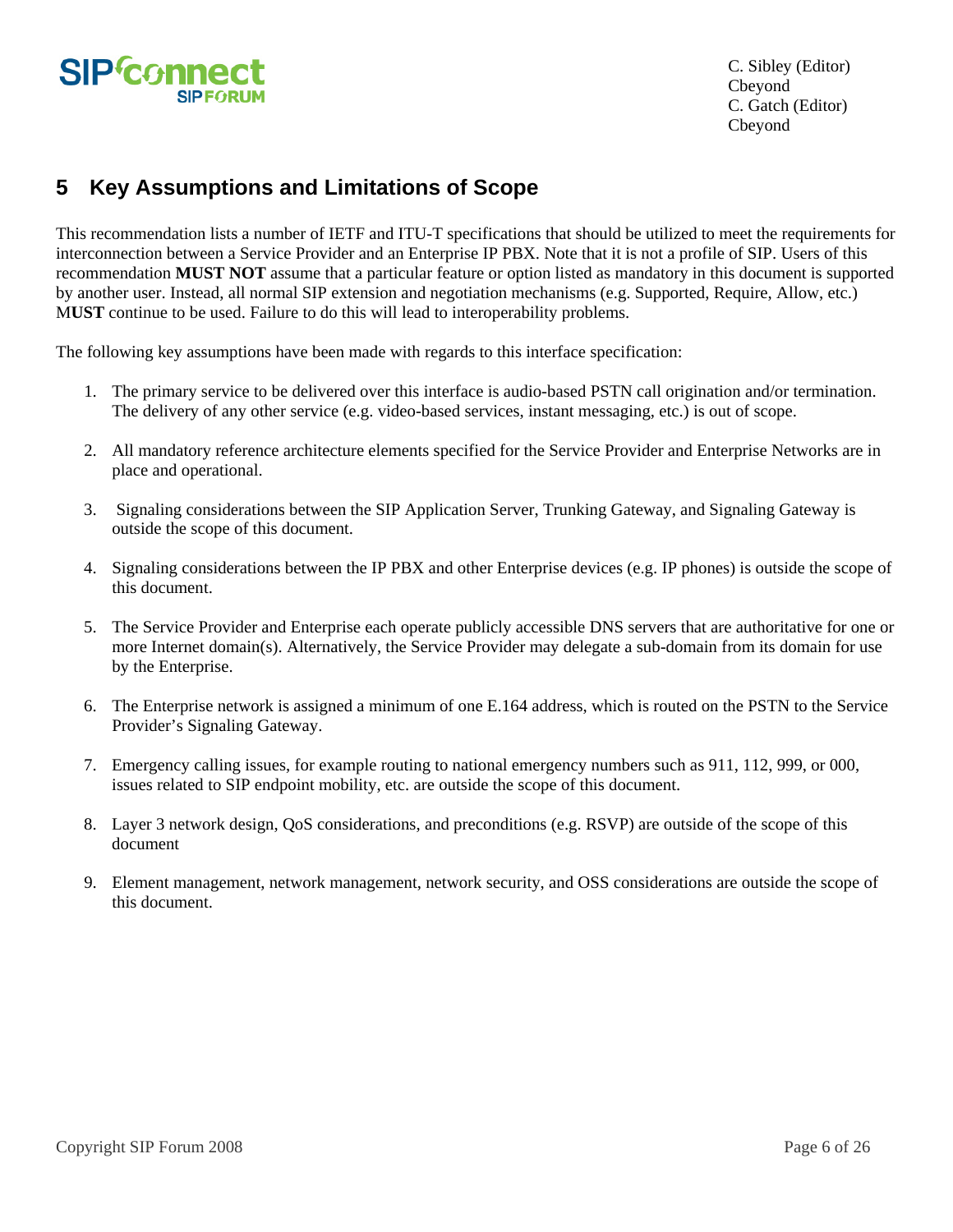## 5 Key Assumptions and Limitations of Scope

This recommendation lists a number of IETF and ITU-T specifications that should be utilized to meet the requirements for interconnection between a Service Provider and an Enterprise IP PBX. Note that it is not a profile of SIP. Users of this recommendation **MUST NOT** assume that a particular feature or option listed as mandatory in this document is supported by another user. Instead, all normal SIP extension and negotiation mechanisms (e.g. Supported, Require, Allow, etc.) M**UST** continue to be used. Failure to do this will lead to interoperability problems.

The following key assumptions have been made with regards to this interface specification:

1. The primary service to be delivered over this interface is audio-based PSTN call origination and/or termination. The delivery of any other service (e.g. video-based services, instant messaging, etc.) is out of scope.

2. All mandatory reference architecture elements specified for the Service Provider and Enterprise Networks are in place and operational.

3. Signaling considerations between the SIP Application Server, Trunking Gateway, and Signaling Gateway is outside the scope of this document.

4. Signaling considerations between the IP PBX and other Enterprise devices (e.g. IP phones) is outside the scope of this document.

5. The Service Provider and Enterprise each operate publicly accessible DNS servers that are authoritative for one or more Internet domain(s). Alternatively, the Service Provider may delegate a sub-domain from its domain for use by the Enterprise.

6. The Enterprise network is assigned a minimum of one E.164 address, which is routed on the PSTN to the Service Provider's Signaling Gateway.

7. Emergency calling issues, for example routing to national emergency numbers such as 911, 112, 999, or 000, issues related to SIP endpoint mobility, etc. are outside the scope of this document.

8. Layer 3 network design, QoS considerations, and preconditions (e.g. RSVP) are outside of the scope of this document

9. Element management, network management, network security, and OSS considerations are outside the scope of this document.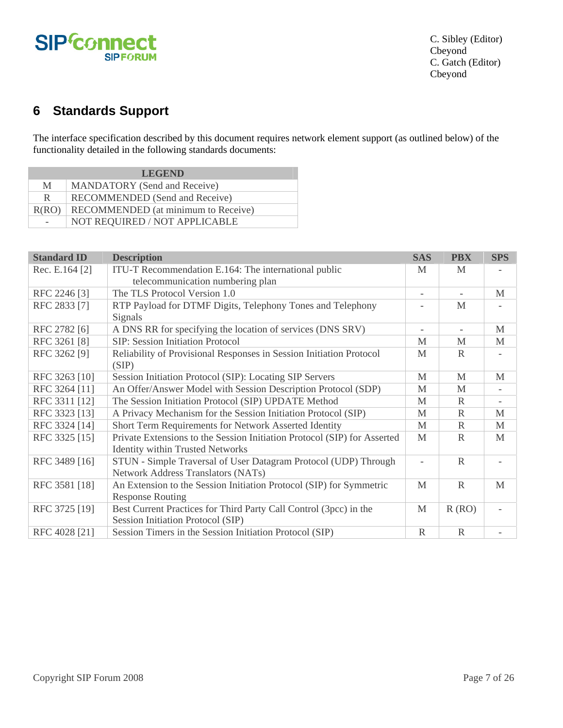## 6 Standards Support

The interface specification described by this document requires network element support (as outlined below) of the functionality detailed in the following standards documents:

| LEGEND | |
|---|---|
| M | MANDATORY (Send and Receive) |
| R | RECOMMENDED (Send and Receive) |
| R(RO) | RECOMMENDED (at minimum to Receive) |
| - | NOT REQUIRED / NOT APPLICABLE |

| Standard ID | Description | SAS | PBX | SPS |
|---|---|---|---|---|
| Rec. E.164 [2] | ITU-T Recommendation E.164: The international public telecommunication numbering plan | M | M | - |
| RFC 2246 [3] | The TLS Protocol Version 1.0 | - | - | M |
| RFC 2833 [7] | RTP Payload for DTMF Digits, Telephony Tones and Telephony Signals | - | M | - |
| RFC 2782 [6] | A DNS RR for specifying the location of services (DNS SRV) | - | - | M |
| RFC 3261 [8] | SIP: Session Initiation Protocol | M | M | M |
| RFC 3262 [9] | Reliability of Provisional Responses in Session Initiation Protocol (SIP) | M | R | - |
| RFC 3263 [10] | Session Initiation Protocol (SIP): Locating SIP Servers | M | M | M |
| RFC 3264 [11] | An Offer/Answer Model with Session Description Protocol (SDP) | M | M | - |
| RFC 3311 [12] | The Session Initiation Protocol (SIP) UPDATE Method | M | R | - |
| RFC 3323 [13] | A Privacy Mechanism for the Session Initiation Protocol (SIP) | M | R | M |
| RFC 3324 [14] | Short Term Requirements for Network Asserted Identity | M | R | M |
| RFC 3325 [15] | Private Extensions to the Session Initiation Protocol (SIP) for Asserted Identity within Trusted Networks | M | R | M |
| RFC 3489 [16] | STUN - Simple Traversal of User Datagram Protocol (UDP) Through Network Address Translators (NATs) | - | R | - |
| RFC 3581 [18] | An Extension to the Session Initiation Protocol (SIP) for Symmetric Response Routing | M | R | M |
| RFC 3725 [19] | Best Current Practices for Third Party Call Control (3pcc) in the Session Initiation Protocol (SIP) | M | R (RO) | - |
| RFC 4028 [21] | Session Timers in the Session Initiation Protocol (SIP) | R | R | - |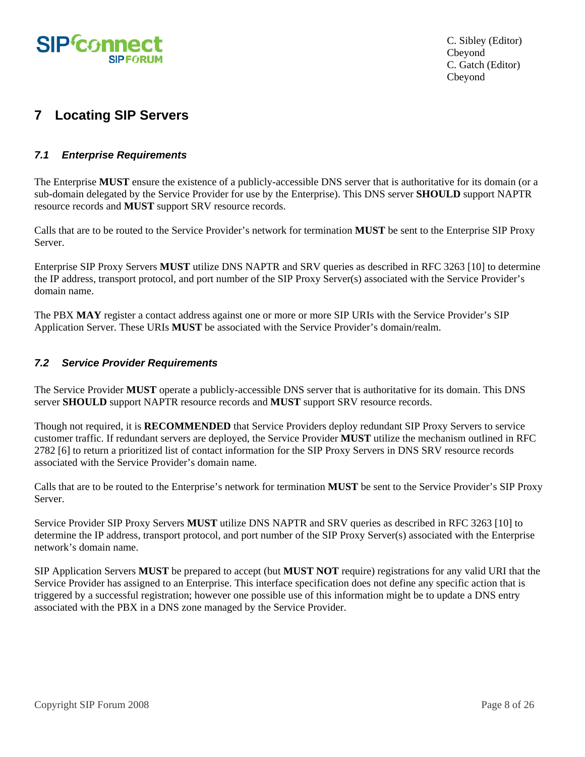# 7 Locating SIP Servers

## 7.1 Enterprise Requirements

The Enterprise **MUST** ensure the existence of a publicly-accessible DNS server that is authoritative for its domain (or a sub-domain delegated by the Service Provider for use by the Enterprise). This DNS server **SHOULD** support NAPTR resource records and **MUST** support SRV resource records.

Calls that are to be routed to the Service Provider's network for termination **MUST** be sent to the Enterprise SIP Proxy Server.

Enterprise SIP Proxy Servers **MUST** utilize DNS NAPTR and SRV queries as described in RFC 3263 [10] to determine the IP address, transport protocol, and port number of the SIP Proxy Server(s) associated with the Service Provider's domain name.

The PBX **MAY** register a contact address against one or more or more SIP URIs with the Service Provider's SIP Application Server. These URIs **MUST** be associated with the Service Provider's domain/realm.

## 7.2 Service Provider Requirements

The Service Provider **MUST** operate a publicly-accessible DNS server that is authoritative for its domain. This DNS server **SHOULD** support NAPTR resource records and **MUST** support SRV resource records.

Though not required, it is **RECOMMENDED** that Service Providers deploy redundant SIP Proxy Servers to service customer traffic. If redundant servers are deployed, the Service Provider **MUST** utilize the mechanism outlined in RFC 2782 [6] to return a prioritized list of contact information for the SIP Proxy Servers in DNS SRV resource records associated with the Service Provider's domain name.

Calls that are to be routed to the Enterprise's network for termination **MUST** be sent to the Service Provider's SIP Proxy Server.

Service Provider SIP Proxy Servers **MUST** utilize DNS NAPTR and SRV queries as described in RFC 3263 [10] to determine the IP address, transport protocol, and port number of the SIP Proxy Server(s) associated with the Enterprise network's domain name.

SIP Application Servers **MUST** be prepared to accept (but **MUST NOT** require) registrations for any valid URI that the Service Provider has assigned to an Enterprise. This interface specification does not define any specific action that is triggered by a successful registration; however one possible use of this information might be to update a DNS entry associated with the PBX in a DNS zone managed by the Service Provider.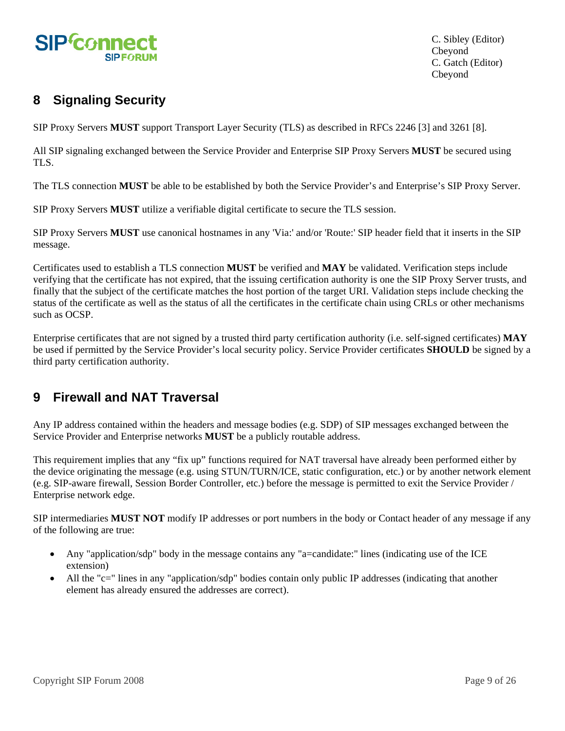## 8 Signaling Security

SIP Proxy Servers **MUST** support Transport Layer Security (TLS) as described in RFCs 2246 [3] and 3261 [8].

All SIP signaling exchanged between the Service Provider and Enterprise SIP Proxy Servers **MUST** be secured using TLS.

The TLS connection **MUST** be able to be established by both the Service Provider's and Enterprise's SIP Proxy Server.

SIP Proxy Servers **MUST** utilize a verifiable digital certificate to secure the TLS session.

SIP Proxy Servers **MUST** use canonical hostnames in any 'Via:' and/or 'Route:' SIP header field that it inserts in the SIP message.

Certificates used to establish a TLS connection **MUST** be verified and **MAY** be validated. Verification steps include verifying that the certificate has not expired, that the issuing certification authority is one the SIP Proxy Server trusts, and finally that the subject of the certificate matches the host portion of the target URI. Validation steps include checking the status of the certificate as well as the status of all the certificates in the certificate chain using CRLs or other mechanisms such as OCSP.

Enterprise certificates that are not signed by a trusted third party certification authority (i.e. self-signed certificates) **MAY** be used if permitted by the Service Provider's local security policy. Service Provider certificates **SHOULD** be signed by a third party certification authority.

## 9 Firewall and NAT Traversal

Any IP address contained within the headers and message bodies (e.g. SDP) of SIP messages exchanged between the Service Provider and Enterprise networks **MUST** be a publicly routable address.

This requirement implies that any "fix up" functions required for NAT traversal have already been performed either by the device originating the message (e.g. using STUN/TURN/ICE, static configuration, etc.) or by another network element (e.g. SIP-aware firewall, Session Border Controller, etc.) before the message is permitted to exit the Service Provider / Enterprise network edge.

SIP intermediaries **MUST NOT** modify IP addresses or port numbers in the body or Contact header of any message if any of the following are true:

- Any "application/sdp" body in the message contains any "a=candidate:" lines (indicating use of the ICE extension)
- All the "c=" lines in any "application/sdp" bodies contain only public IP addresses (indicating that another element has already ensured the addresses are correct).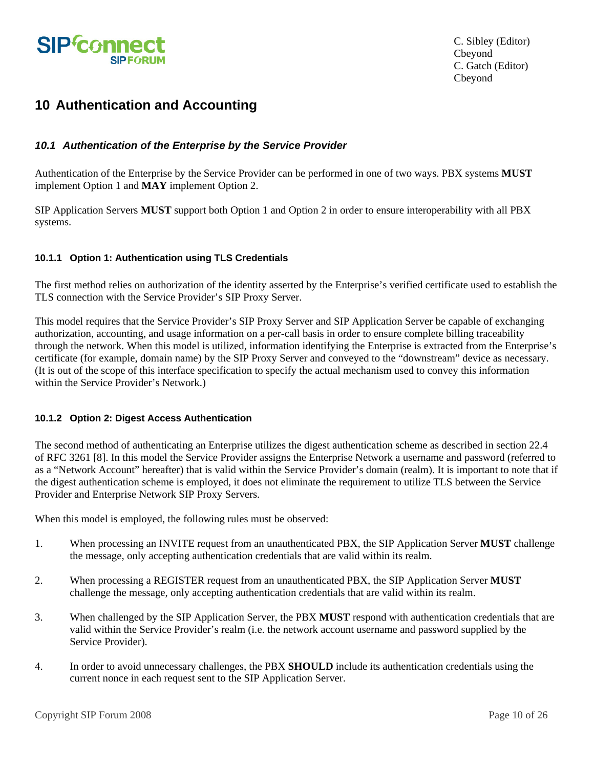# 10 Authentication and Accounting

## 10.1 *Authentication of the Enterprise by the Service Provider*

Authentication of the Enterprise by the Service Provider can be performed in one of two ways. PBX systems **MUST** implement Option 1 and **MAY** implement Option 2.

SIP Application Servers **MUST** support both Option 1 and Option 2 in order to ensure interoperability with all PBX systems.

### 10.1.1 Option 1: Authentication using TLS Credentials

The first method relies on authorization of the identity asserted by the Enterprise's verified certificate used to establish the TLS connection with the Service Provider's SIP Proxy Server.

This model requires that the Service Provider's SIP Proxy Server and SIP Application Server be capable of exchanging authorization, accounting, and usage information on a per-call basis in order to ensure complete billing traceability through the network. When this model is utilized, information identifying the Enterprise is extracted from the Enterprise's certificate (for example, domain name) by the SIP Proxy Server and conveyed to the "downstream" device as necessary. (It is out of the scope of this interface specification to specify the actual mechanism used to convey this information within the Service Provider's Network.)

### 10.1.2 Option 2: Digest Access Authentication

The second method of authenticating an Enterprise utilizes the digest authentication scheme as described in section 22.4 of RFC 3261 [8]. In this model the Service Provider assigns the Enterprise Network a username and password (referred to as a "Network Account" hereafter) that is valid within the Service Provider's domain (realm). It is important to note that if the digest authentication scheme is employed, it does not eliminate the requirement to utilize TLS between the Service Provider and Enterprise Network SIP Proxy Servers.

When this model is employed, the following rules must be observed:

1. When processing an INVITE request from an unauthenticated PBX, the SIP Application Server **MUST** challenge the message, only accepting authentication credentials that are valid within its realm.

2. When processing a REGISTER request from an unauthenticated PBX, the SIP Application Server **MUST** challenge the message, only accepting authentication credentials that are valid within its realm.

3. When challenged by the SIP Application Server, the PBX **MUST** respond with authentication credentials that are valid within the Service Provider's realm (i.e. the network account username and password supplied by the Service Provider).

4. In order to avoid unnecessary challenges, the PBX **SHOULD** include its authentication credentials using the current nonce in each request sent to the SIP Application Server.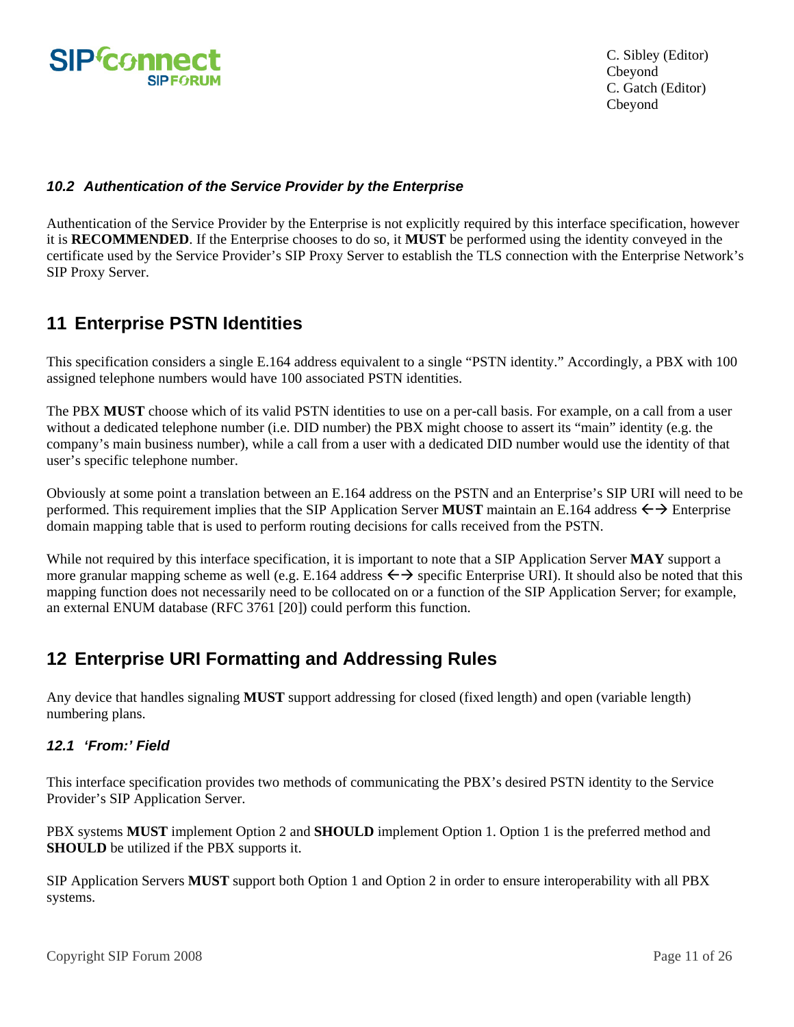### 10.2 Authentication of the Service Provider by the Enterprise

Authentication of the Service Provider by the Enterprise is not explicitly required by this interface specification, however it is **RECOMMENDED**. If the Enterprise chooses to do so, it **MUST** be performed using the identity conveyed in the certificate used by the Service Provider's SIP Proxy Server to establish the TLS connection with the Enterprise Network's SIP Proxy Server.

## 11 Enterprise PSTN Identities

This specification considers a single E.164 address equivalent to a single "PSTN identity." Accordingly, a PBX with 100 assigned telephone numbers would have 100 associated PSTN identities.

The PBX **MUST** choose which of its valid PSTN identities to use on a per-call basis. For example, on a call from a user without a dedicated telephone number (i.e. DID number) the PBX might choose to assert its "main" identity (e.g. the company's main business number), while a call from a user with a dedicated DID number would use the identity of that user's specific telephone number.

Obviously at some point a translation between an E.164 address on the PSTN and an Enterprise's SIP URI will need to be performed. This requirement implies that the SIP Application Server **MUST** maintain an E.164 address ←→ Enterprise domain mapping table that is used to perform routing decisions for calls received from the PSTN.

While not required by this interface specification, it is important to note that a SIP Application Server **MAY** support a more granular mapping scheme as well (e.g. E.164 address ←→ specific Enterprise URI). It should also be noted that this mapping function does not necessarily need to be collocated on or a function of the SIP Application Server; for example, an external ENUM database (RFC 3761 [20]) could perform this function.

## 12 Enterprise URI Formatting and Addressing Rules

Any device that handles signaling **MUST** support addressing for closed (fixed length) and open (variable length) numbering plans.

### 12.1 'From:' Field

This interface specification provides two methods of communicating the PBX's desired PSTN identity to the Service Provider's SIP Application Server.

PBX systems **MUST** implement Option 2 and **SHOULD** implement Option 1. Option 1 is the preferred method and **SHOULD** be utilized if the PBX supports it.

SIP Application Servers **MUST** support both Option 1 and Option 2 in order to ensure interoperability with all PBX systems.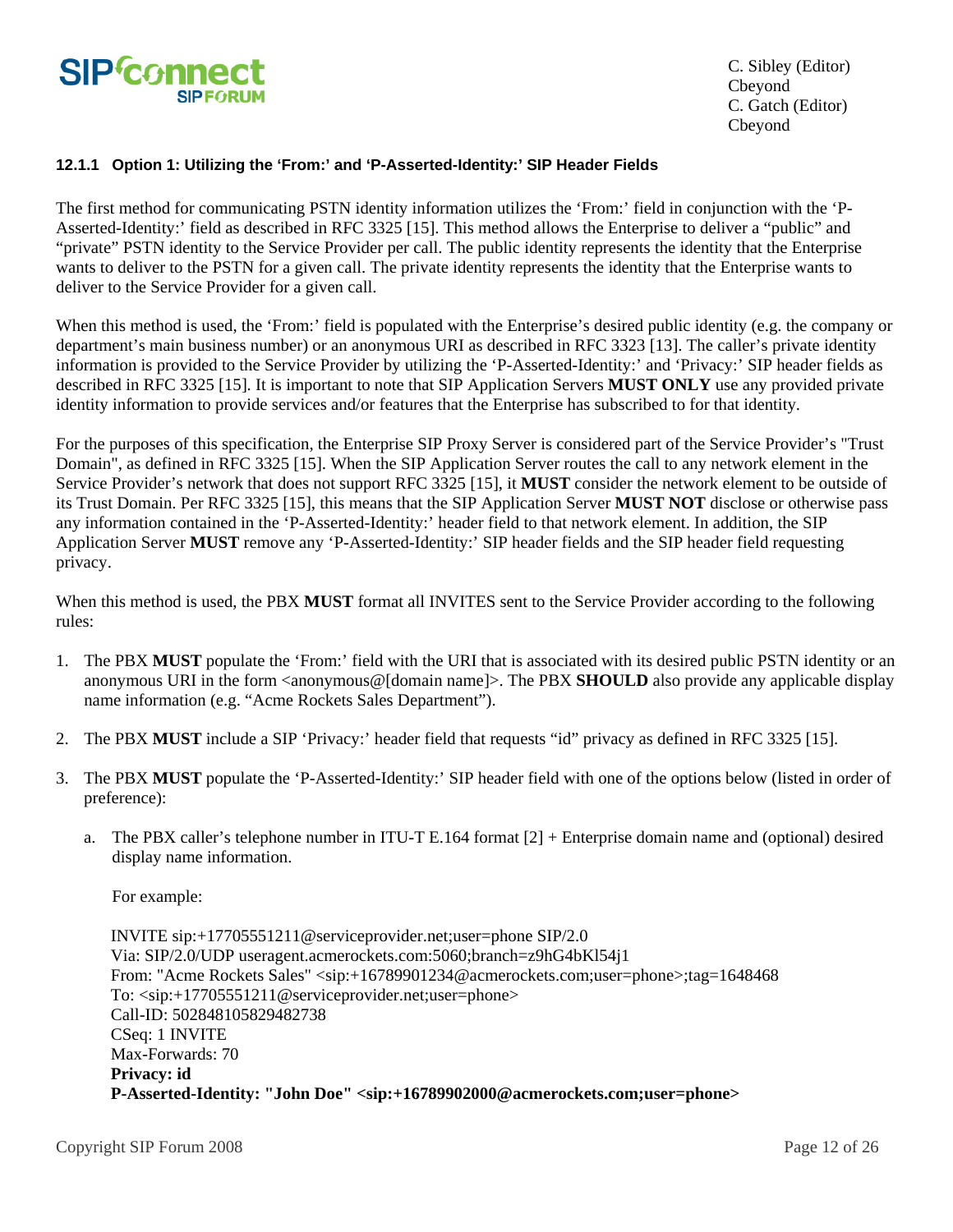#### 12.1.1 Option 1: Utilizing the 'From:' and 'P-Asserted-Identity:' SIP Header Fields

The first method for communicating PSTN identity information utilizes the 'From:' field in conjunction with the 'P-Asserted-Identity:' field as described in RFC 3325 [15]. This method allows the Enterprise to deliver a "public" and "private" PSTN identity to the Service Provider per call. The public identity represents the identity that the Enterprise wants to deliver to the PSTN for a given call. The private identity represents the identity that the Enterprise wants to deliver to the Service Provider for a given call.

When this method is used, the 'From:' field is populated with the Enterprise's desired public identity (e.g. the company or department's main business number) or an anonymous URI as described in RFC 3323 [13]. The caller's private identity information is provided to the Service Provider by utilizing the 'P-Asserted-Identity:' and 'Privacy:' SIP header fields as described in RFC 3325 [15]. It is important to note that SIP Application Servers **MUST ONLY** use any provided private identity information to provide services and/or features that the Enterprise has subscribed to for that identity.

For the purposes of this specification, the Enterprise SIP Proxy Server is considered part of the Service Provider's "Trust Domain", as defined in RFC 3325 [15]. When the SIP Application Server routes the call to any network element in the Service Provider's network that does not support RFC 3325 [15], it **MUST** consider the network element to be outside of its Trust Domain. Per RFC 3325 [15], this means that the SIP Application Server **MUST NOT** disclose or otherwise pass any information contained in the 'P-Asserted-Identity:' header field to that network element. In addition, the SIP Application Server **MUST** remove any 'P-Asserted-Identity:' SIP header fields and the SIP header field requesting privacy.

When this method is used, the PBX **MUST** format all INVITES sent to the Service Provider according to the following rules:

1. The PBX **MUST** populate the 'From:' field with the URI that is associated with its desired public PSTN identity or an anonymous URI in the form <anonymous@[domain name]>. The PBX **SHOULD** also provide any applicable display name information (e.g. "Acme Rockets Sales Department").

2. The PBX **MUST** include a SIP 'Privacy:' header field that requests "id" privacy as defined in RFC 3325 [15].

3. The PBX **MUST** populate the 'P-Asserted-Identity:' SIP header field with one of the options below (listed in order of preference):

   a. The PBX caller's telephone number in ITU-T E.164 format [2] + Enterprise domain name and (optional) desired display name information.

      For example:

      INVITE sip:+17705551211@serviceprovider.net;user=phone SIP/2.0
      Via: SIP/2.0/UDP useragent.acmerockets.com:5060;branch=z9hG4bKl54j1
      From: "Acme Rockets Sales" <sip:+16789901234@acmerockets.com;user=phone>;tag=1648468
      To: <sip:+17705551211@serviceprovider.net;user=phone>
      Call-ID: 502848105829482738
      CSeq: 1 INVITE
      Max-Forwards: 70
      **Privacy: id**
      **P-Asserted-Identity: "John Doe" <sip:+16789902000@acmerockets.com;user=phone>**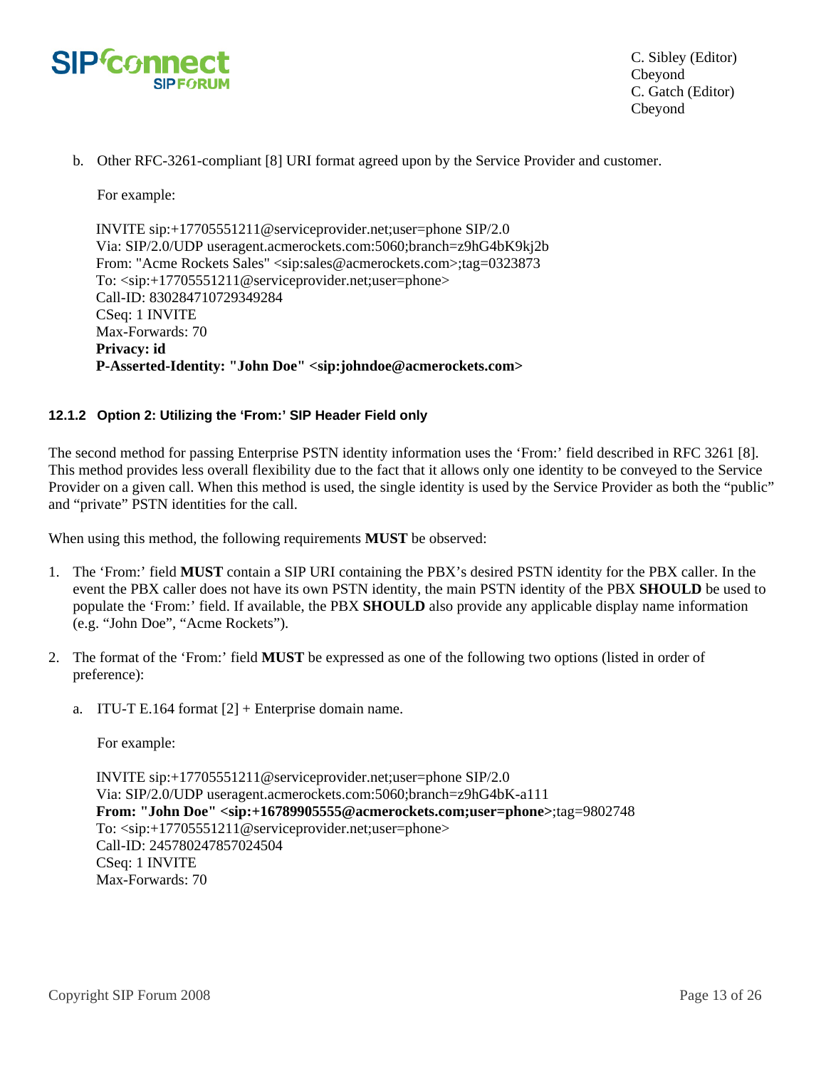b. Other RFC-3261-compliant [8] URI format agreed upon by the Service Provider and customer.

   For example:

   INVITE sip:+17705551211@serviceprovider.net;user=phone SIP/2.0
   Via: SIP/2.0/UDP useragent.acmerockets.com:5060;branch=z9hG4bK9kj2b
   From: "Acme Rockets Sales" <sip:sales@acmerockets.com>;tag=0323873
   To: <sip:+17705551211@serviceprovider.net;user=phone>
   Call-ID: 830284710729349284
   CSeq: 1 INVITE
   Max-Forwards: 70
   **Privacy: id**
   **P-Asserted-Identity: "John Doe" <sip:johndoe@acmerockets.com>**

#### 12.1.2 Option 2: Utilizing the 'From:' SIP Header Field only

The second method for passing Enterprise PSTN identity information uses the 'From:' field described in RFC 3261 [8]. This method provides less overall flexibility due to the fact that it allows only one identity to be conveyed to the Service Provider on a given call. When this method is used, the single identity is used by the Service Provider as both the "public" and "private" PSTN identities for the call.

When using this method, the following requirements **MUST** be observed:

1. The 'From:' field **MUST** contain a SIP URI containing the PBX's desired PSTN identity for the PBX caller. In the event the PBX caller does not have its own PSTN identity, the main PSTN identity of the PBX **SHOULD** be used to populate the 'From:' field. If available, the PBX **SHOULD** also provide any applicable display name information (e.g. "John Doe", "Acme Rockets").

2. The format of the 'From:' field **MUST** be expressed as one of the following two options (listed in order of preference):

   a. ITU-T E.164 format [2] + Enterprise domain name.

      For example:

      INVITE sip:+17705551211@serviceprovider.net;user=phone SIP/2.0
      Via: SIP/2.0/UDP useragent.acmerockets.com:5060;branch=z9hG4bK-a111
      **From: "John Doe" <sip:+16789905555@acmerockets.com;user=phone>**;tag=9802748
      To: <sip:+17705551211@serviceprovider.net;user=phone>
      Call-ID: 245780247857024504
      CSeq: 1 INVITE
      Max-Forwards: 70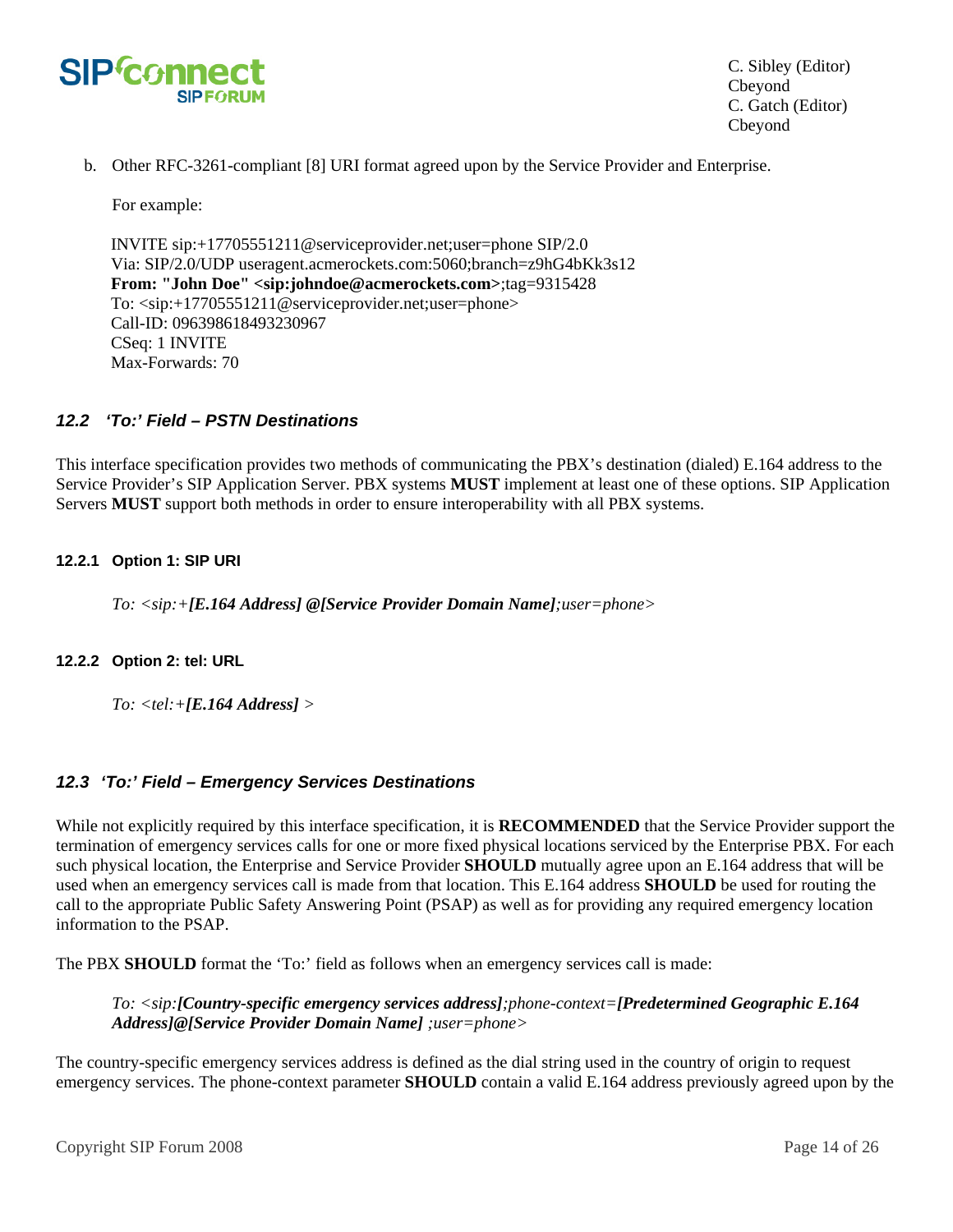b. Other RFC-3261-compliant [8] URI format agreed upon by the Service Provider and Enterprise.

   For example:

```
INVITE sip:+17705551211@serviceprovider.net;user=phone SIP/2.0
Via: SIP/2.0/UDP useragent.acmerockets.com:5060;branch=z9hG4bKk3s12
From: "John Doe" <sip:johndoe@acmerockets.com>;tag=9315428
To: <sip:+17705551211@serviceprovider.net;user=phone>
Call-ID: 096398618493230967
CSeq: 1 INVITE
Max-Forwards: 70
```

## 12.2 'To:' Field – PSTN Destinations

This interface specification provides two methods of communicating the PBX's destination (dialed) E.164 address to the Service Provider's SIP Application Server. PBX systems **MUST** implement at least one of these options. SIP Application Servers **MUST** support both methods in order to ensure interoperability with all PBX systems.

### 12.2.1 Option 1: SIP URI

*To: <sip:+**[E.164 Address] @[Service Provider Domain Name]**;user=phone>*

### 12.2.2 Option 2: tel: URL

*To: <tel:+**[E.164 Address]** >*

## 12.3 'To:' Field – Emergency Services Destinations

While not explicitly required by this interface specification, it is **RECOMMENDED** that the Service Provider support the termination of emergency services calls for one or more fixed physical locations serviced by the Enterprise PBX. For each such physical location, the Enterprise and Service Provider **SHOULD** mutually agree upon an E.164 address that will be used when an emergency services call is made from that location. This E.164 address **SHOULD** be used for routing the call to the appropriate Public Safety Answering Point (PSAP) as well as for providing any required emergency location information to the PSAP.

The PBX **SHOULD** format the 'To:' field as follows when an emergency services call is made:

*To: <sip:**[Country-specific emergency services address]**;phone-context=**[Predetermined Geographic E.164 Address]@[Service Provider Domain Name]** ;user=phone>*

The country-specific emergency services address is defined as the dial string used in the country of origin to request emergency services. The phone-context parameter **SHOULD** contain a valid E.164 address previously agreed upon by the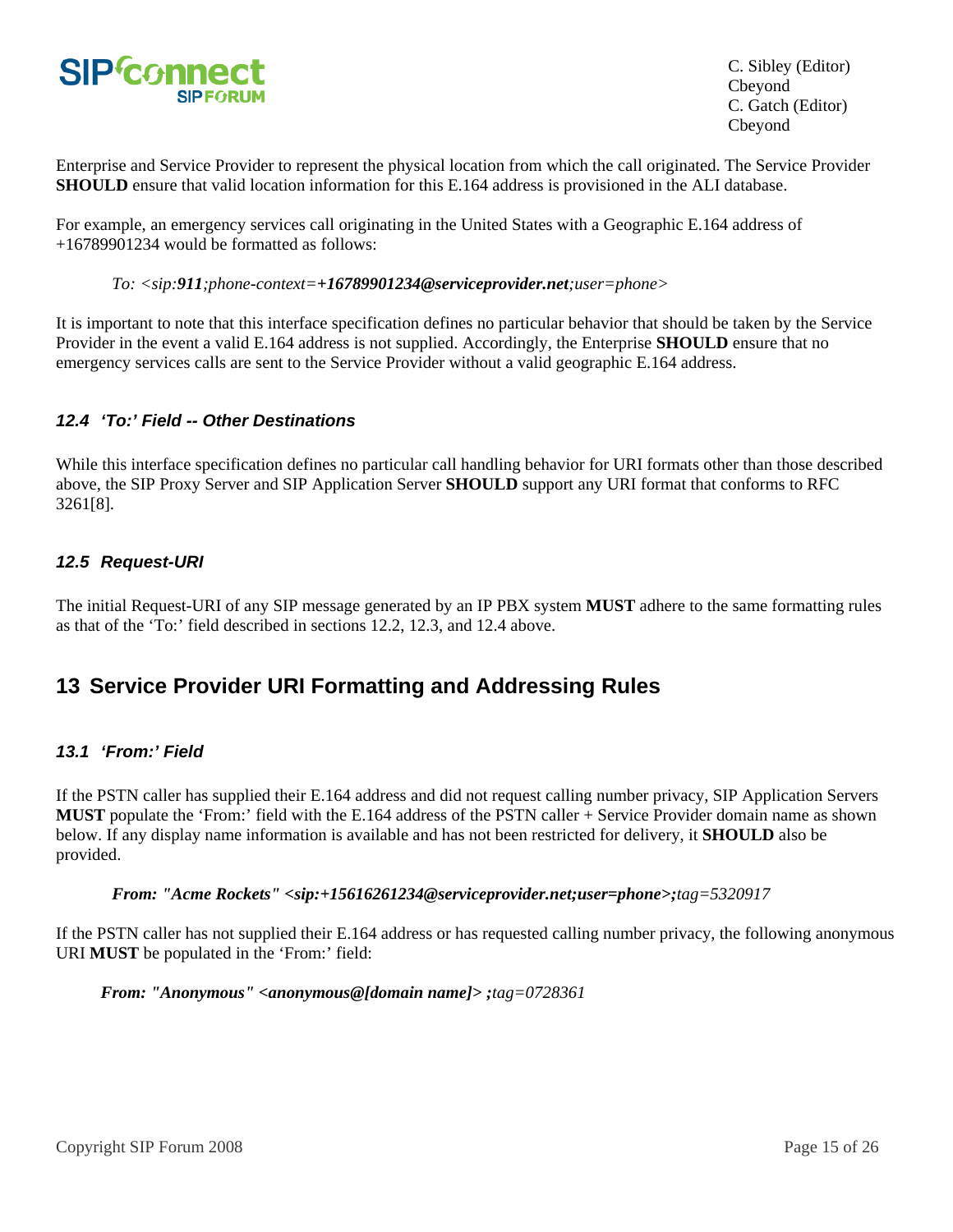Enterprise and Service Provider to represent the physical location from which the call originated. The Service Provider **SHOULD** ensure that valid location information for this E.164 address is provisioned in the ALI database.

For example, an emergency services call originating in the United States with a Geographic E.164 address of +16789901234 would be formatted as follows:

> *To: <sip:**911**;phone-context=**+16789901234@serviceprovider.net**;user=phone>*

It is important to note that this interface specification defines no particular behavior that should be taken by the Service Provider in the event a valid E.164 address is not supplied. Accordingly, the Enterprise **SHOULD** ensure that no emergency services calls are sent to the Service Provider without a valid geographic E.164 address.

### *12.4 'To:' Field -- Other Destinations*

While this interface specification defines no particular call handling behavior for URI formats other than those described above, the SIP Proxy Server and SIP Application Server **SHOULD** support any URI format that conforms to RFC 3261[8].

### *12.5 Request-URI*

The initial Request-URI of any SIP message generated by an IP PBX system **MUST** adhere to the same formatting rules as that of the 'To:' field described in sections 12.2, 12.3, and 12.4 above.

## 13 Service Provider URI Formatting and Addressing Rules

### *13.1 'From:' Field*

If the PSTN caller has supplied their E.164 address and did not request calling number privacy, SIP Application Servers **MUST** populate the 'From:' field with the E.164 address of the PSTN caller + Service Provider domain name as shown below. If any display name information is available and has not been restricted for delivery, it **SHOULD** also be provided.

> ***From: "Acme Rockets" <sip:+15616261234@serviceprovider.net;user=phone>;****tag=5320917*

If the PSTN caller has not supplied their E.164 address or has requested calling number privacy, the following anonymous URI **MUST** be populated in the 'From:' field:

> ***From: "Anonymous" <anonymous@[domain name]> ;****tag=0728361*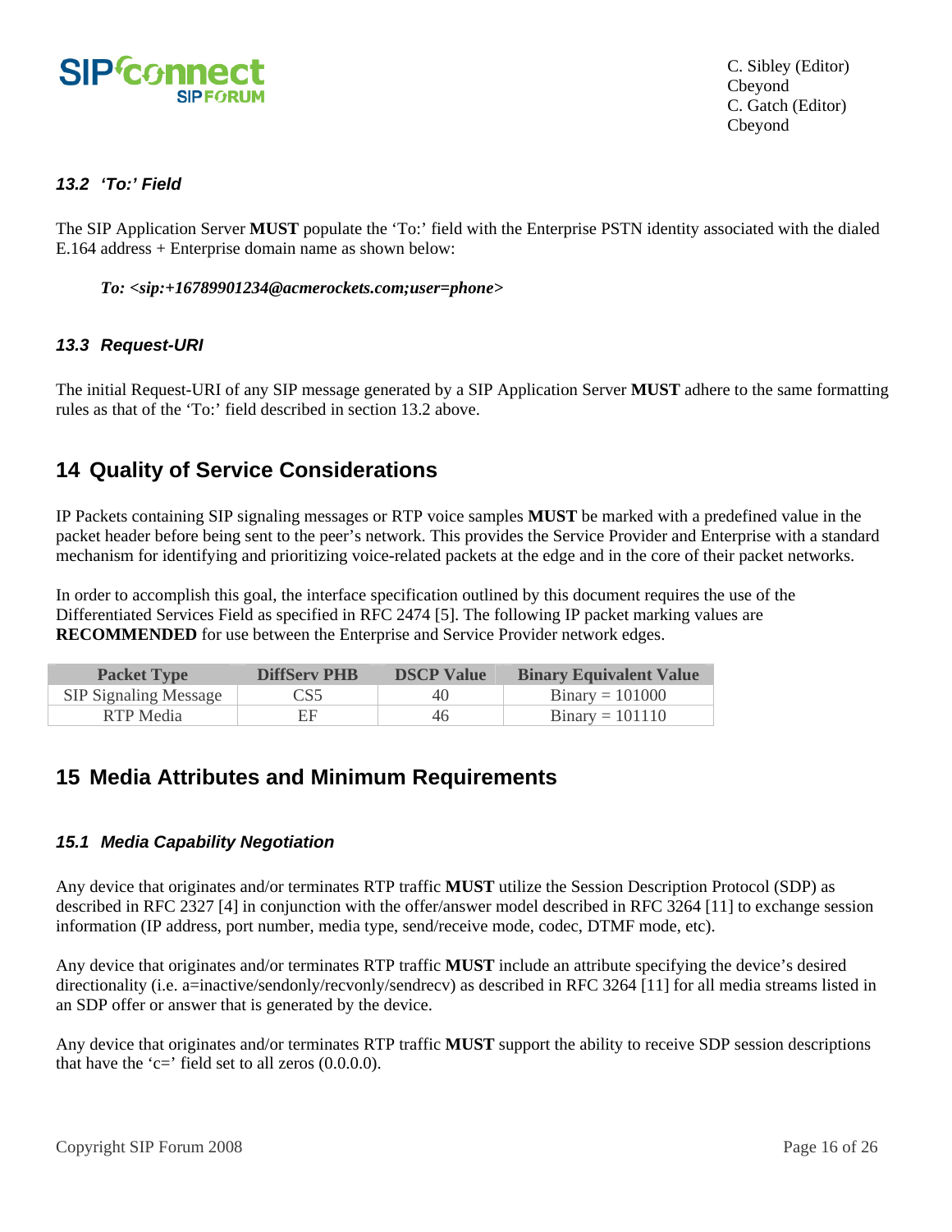### 13.2 'To:' Field

The SIP Application Server **MUST** populate the 'To:' field with the Enterprise PSTN identity associated with the dialed E.164 address + Enterprise domain name as shown below:

> ***To: <sip:+16789901234@acmerockets.com;user=phone>***

### 13.3 Request-URI

The initial Request-URI of any SIP message generated by a SIP Application Server **MUST** adhere to the same formatting rules as that of the 'To:' field described in section 13.2 above.

## 14 Quality of Service Considerations

IP Packets containing SIP signaling messages or RTP voice samples **MUST** be marked with a predefined value in the packet header before being sent to the peer's network. This provides the Service Provider and Enterprise with a standard mechanism for identifying and prioritizing voice-related packets at the edge and in the core of their packet networks.

In order to accomplish this goal, the interface specification outlined by this document requires the use of the Differentiated Services Field as specified in RFC 2474 [5]. The following IP packet marking values are **RECOMMENDED** for use between the Enterprise and Service Provider network edges.

| Packet Type | DiffServ PHB | DSCP Value | Binary Equivalent Value |
|---|---|---|---|
| SIP Signaling Message | CS5 | 40 | Binary = 101000 |
| RTP Media | EF | 46 | Binary = 101110 |

## 15 Media Attributes and Minimum Requirements

### 15.1 Media Capability Negotiation

Any device that originates and/or terminates RTP traffic **MUST** utilize the Session Description Protocol (SDP) as described in RFC 2327 [4] in conjunction with the offer/answer model described in RFC 3264 [11] to exchange session information (IP address, port number, media type, send/receive mode, codec, DTMF mode, etc).

Any device that originates and/or terminates RTP traffic **MUST** include an attribute specifying the device's desired directionality (i.e. a=inactive/sendonly/recvonly/sendrecv) as described in RFC 3264 [11] for all media streams listed in an SDP offer or answer that is generated by the device.

Any device that originates and/or terminates RTP traffic **MUST** support the ability to receive SDP session descriptions that have the 'c=' field set to all zeros (0.0.0.0).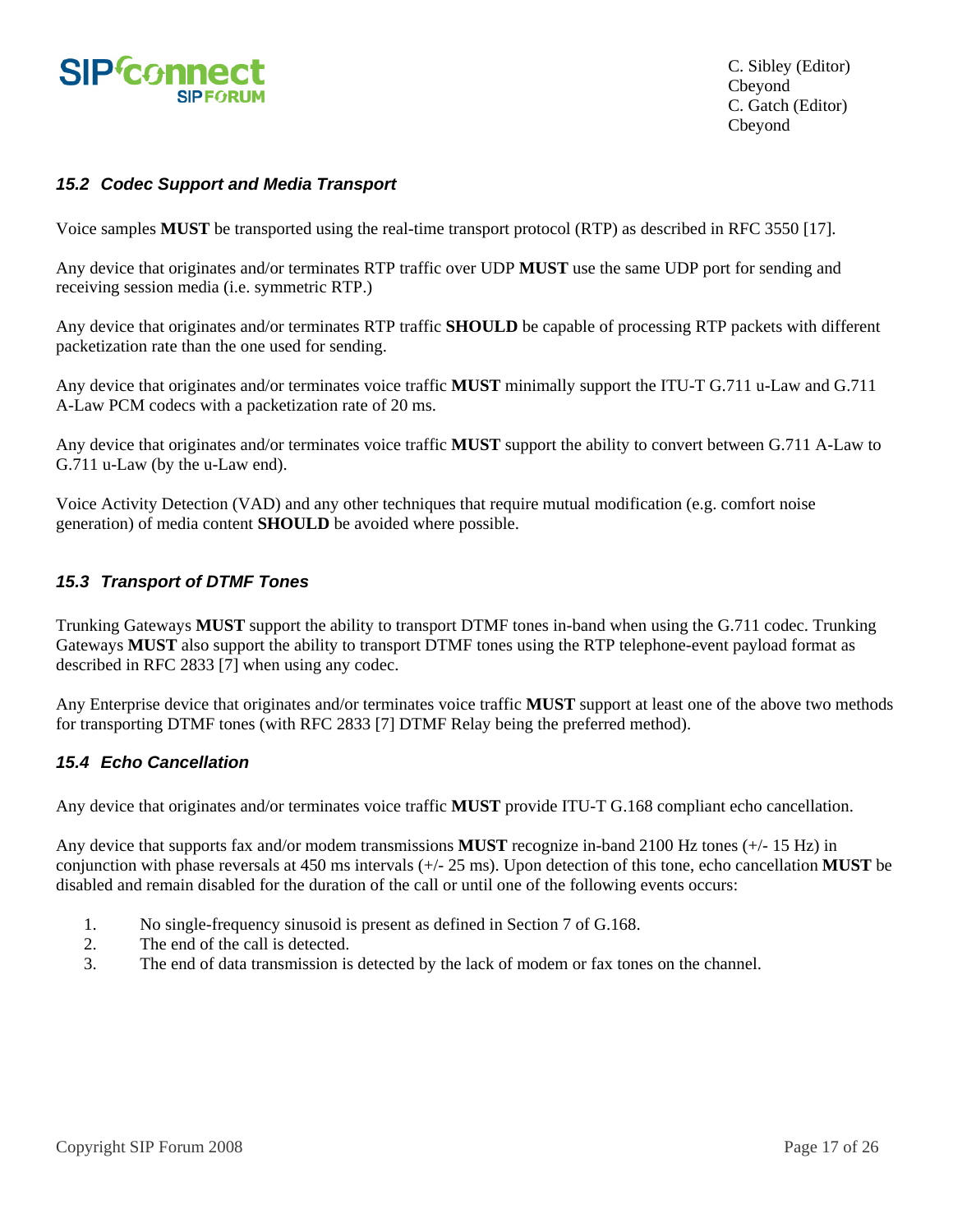### 15.2 Codec Support and Media Transport

Voice samples **MUST** be transported using the real-time transport protocol (RTP) as described in RFC 3550 [17].

Any device that originates and/or terminates RTP traffic over UDP **MUST** use the same UDP port for sending and receiving session media (i.e. symmetric RTP.)

Any device that originates and/or terminates RTP traffic **SHOULD** be capable of processing RTP packets with different packetization rate than the one used for sending.

Any device that originates and/or terminates voice traffic **MUST** minimally support the ITU-T G.711 u-Law and G.711 A-Law PCM codecs with a packetization rate of 20 ms.

Any device that originates and/or terminates voice traffic **MUST** support the ability to convert between G.711 A-Law to G.711 u-Law (by the u-Law end).

Voice Activity Detection (VAD) and any other techniques that require mutual modification (e.g. comfort noise generation) of media content **SHOULD** be avoided where possible.

### 15.3 Transport of DTMF Tones

Trunking Gateways **MUST** support the ability to transport DTMF tones in-band when using the G.711 codec. Trunking Gateways **MUST** also support the ability to transport DTMF tones using the RTP telephone-event payload format as described in RFC 2833 [7] when using any codec.

Any Enterprise device that originates and/or terminates voice traffic **MUST** support at least one of the above two methods for transporting DTMF tones (with RFC 2833 [7] DTMF Relay being the preferred method).

### 15.4 Echo Cancellation

Any device that originates and/or terminates voice traffic **MUST** provide ITU-T G.168 compliant echo cancellation.

Any device that supports fax and/or modem transmissions **MUST** recognize in-band 2100 Hz tones (+/- 15 Hz) in conjunction with phase reversals at 450 ms intervals (+/- 25 ms). Upon detection of this tone, echo cancellation **MUST** be disabled and remain disabled for the duration of the call or until one of the following events occurs:

1. No single-frequency sinusoid is present as defined in Section 7 of G.168.
2. The end of the call is detected.
3. The end of data transmission is detected by the lack of modem or fax tones on the channel.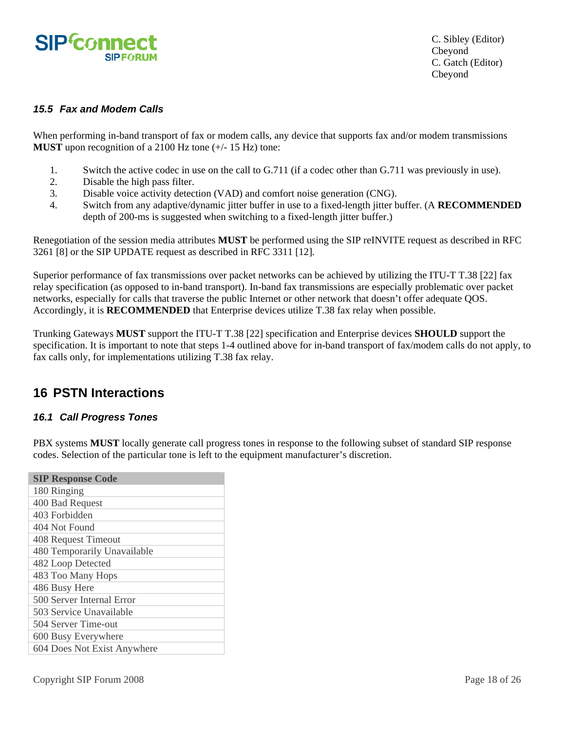### 15.5 Fax and Modem Calls

When performing in-band transport of fax or modem calls, any device that supports fax and/or modem transmissions **MUST** upon recognition of a 2100 Hz tone (+/- 15 Hz) tone:

1. Switch the active codec in use on the call to G.711 (if a codec other than G.711 was previously in use).
2. Disable the high pass filter.
3. Disable voice activity detection (VAD) and comfort noise generation (CNG).
4. Switch from any adaptive/dynamic jitter buffer in use to a fixed-length jitter buffer. (A **RECOMMENDED** depth of 200-ms is suggested when switching to a fixed-length jitter buffer.)

Renegotiation of the session media attributes **MUST** be performed using the SIP reINVITE request as described in RFC 3261 [8] or the SIP UPDATE request as described in RFC 3311 [12].

Superior performance of fax transmissions over packet networks can be achieved by utilizing the ITU-T T.38 [22] fax relay specification (as opposed to in-band transport). In-band fax transmissions are especially problematic over packet networks, especially for calls that traverse the public Internet or other network that doesn't offer adequate QOS. Accordingly, it is **RECOMMENDED** that Enterprise devices utilize T.38 fax relay when possible.

Trunking Gateways **MUST** support the ITU-T T.38 [22] specification and Enterprise devices **SHOULD** support the specification. It is important to note that steps 1-4 outlined above for in-band transport of fax/modem calls do not apply, to fax calls only, for implementations utilizing T.38 fax relay.

## 16 PSTN Interactions

### 16.1 Call Progress Tones

PBX systems **MUST** locally generate call progress tones in response to the following subset of standard SIP response codes. Selection of the particular tone is left to the equipment manufacturer's discretion.

| SIP Response Code |
|---|
| 180 Ringing |
| 400 Bad Request |
| 403 Forbidden |
| 404 Not Found |
| 408 Request Timeout |
| 480 Temporarily Unavailable |
| 482 Loop Detected |
| 483 Too Many Hops |
| 486 Busy Here |
| 500 Server Internal Error |
| 503 Service Unavailable |
| 504 Server Time-out |
| 600 Busy Everywhere |
| 604 Does Not Exist Anywhere |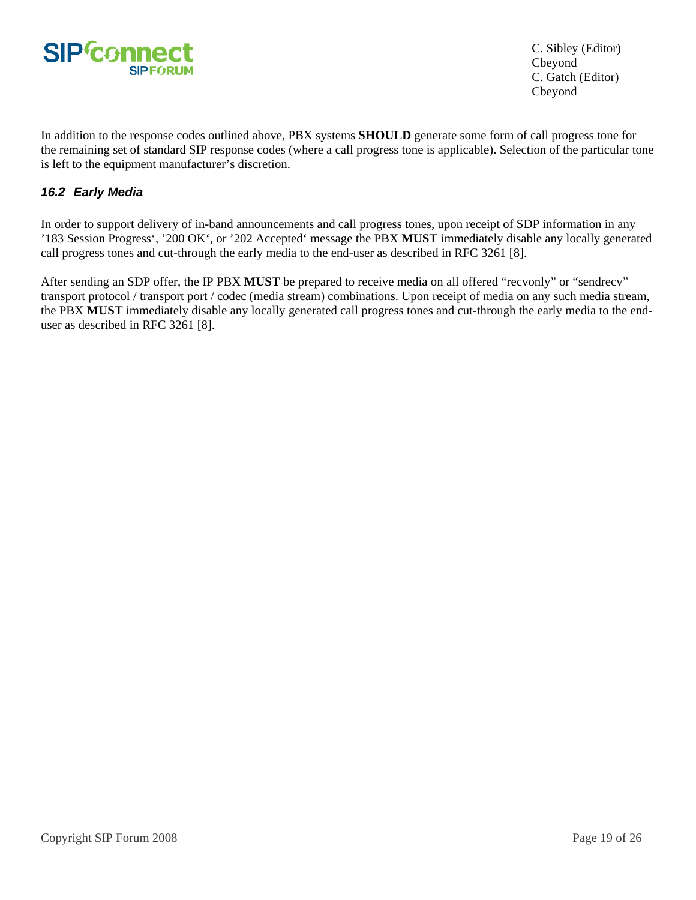In addition to the response codes outlined above, PBX systems **SHOULD** generate some form of call progress tone for the remaining set of standard SIP response codes (where a call progress tone is applicable). Selection of the particular tone is left to the equipment manufacturer's discretion.

### *16.2 Early Media*

In order to support delivery of in-band announcements and call progress tones, upon receipt of SDP information in any '183 Session Progress', '200 OK', or '202 Accepted' message the PBX **MUST** immediately disable any locally generated call progress tones and cut-through the early media to the end-user as described in RFC 3261 [8].

After sending an SDP offer, the IP PBX **MUST** be prepared to receive media on all offered "recvonly" or "sendrecv" transport protocol / transport port / codec (media stream) combinations. Upon receipt of media on any such media stream, the PBX **MUST** immediately disable any locally generated call progress tones and cut-through the early media to the end-user as described in RFC 3261 [8].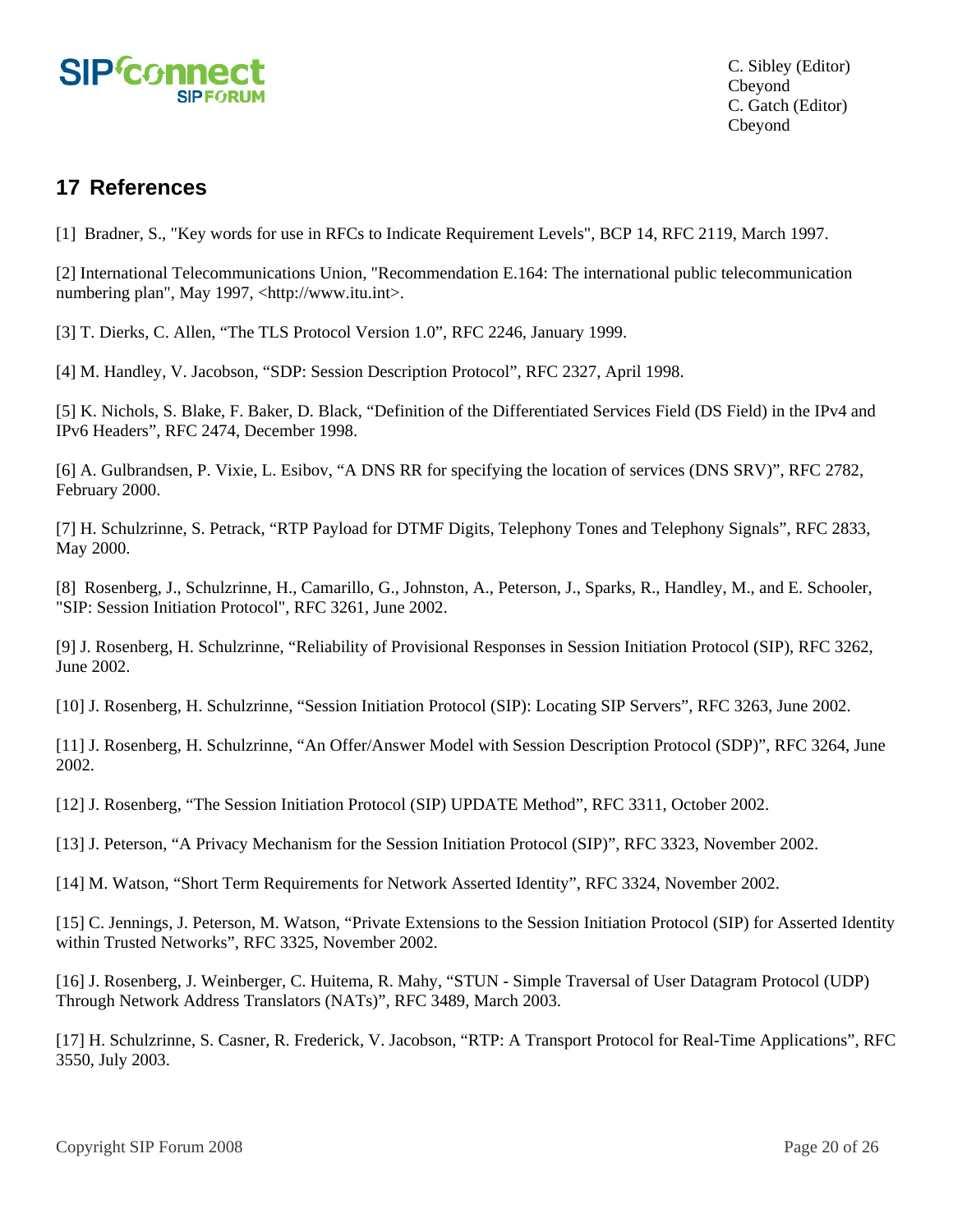## 17 References

[1] Bradner, S., "Key words for use in RFCs to Indicate Requirement Levels", BCP 14, RFC 2119, March 1997.

[2] International Telecommunications Union, "Recommendation E.164: The international public telecommunication numbering plan", May 1997, <http://www.itu.int>.

[3] T. Dierks, C. Allen, "The TLS Protocol Version 1.0", RFC 2246, January 1999.

[4] M. Handley, V. Jacobson, "SDP: Session Description Protocol", RFC 2327, April 1998.

[5] K. Nichols, S. Blake, F. Baker, D. Black, "Definition of the Differentiated Services Field (DS Field) in the IPv4 and IPv6 Headers", RFC 2474, December 1998.

[6] A. Gulbrandsen, P. Vixie, L. Esibov, "A DNS RR for specifying the location of services (DNS SRV)", RFC 2782, February 2000.

[7] H. Schulzrinne, S. Petrack, "RTP Payload for DTMF Digits, Telephony Tones and Telephony Signals", RFC 2833, May 2000.

[8] Rosenberg, J., Schulzrinne, H., Camarillo, G., Johnston, A., Peterson, J., Sparks, R., Handley, M., and E. Schooler, "SIP: Session Initiation Protocol", RFC 3261, June 2002.

[9] J. Rosenberg, H. Schulzrinne, "Reliability of Provisional Responses in Session Initiation Protocol (SIP), RFC 3262, June 2002.

[10] J. Rosenberg, H. Schulzrinne, "Session Initiation Protocol (SIP): Locating SIP Servers", RFC 3263, June 2002.

[11] J. Rosenberg, H. Schulzrinne, "An Offer/Answer Model with Session Description Protocol (SDP)", RFC 3264, June 2002.

[12] J. Rosenberg, "The Session Initiation Protocol (SIP) UPDATE Method", RFC 3311, October 2002.

[13] J. Peterson, "A Privacy Mechanism for the Session Initiation Protocol (SIP)", RFC 3323, November 2002.

[14] M. Watson, "Short Term Requirements for Network Asserted Identity", RFC 3324, November 2002.

[15] C. Jennings, J. Peterson, M. Watson, "Private Extensions to the Session Initiation Protocol (SIP) for Asserted Identity within Trusted Networks", RFC 3325, November 2002.

[16] J. Rosenberg, J. Weinberger, C. Huitema, R. Mahy, "STUN - Simple Traversal of User Datagram Protocol (UDP) Through Network Address Translators (NATs)", RFC 3489, March 2003.

[17] H. Schulzrinne, S. Casner, R. Frederick, V. Jacobson, "RTP: A Transport Protocol for Real-Time Applications", RFC 3550, July 2003.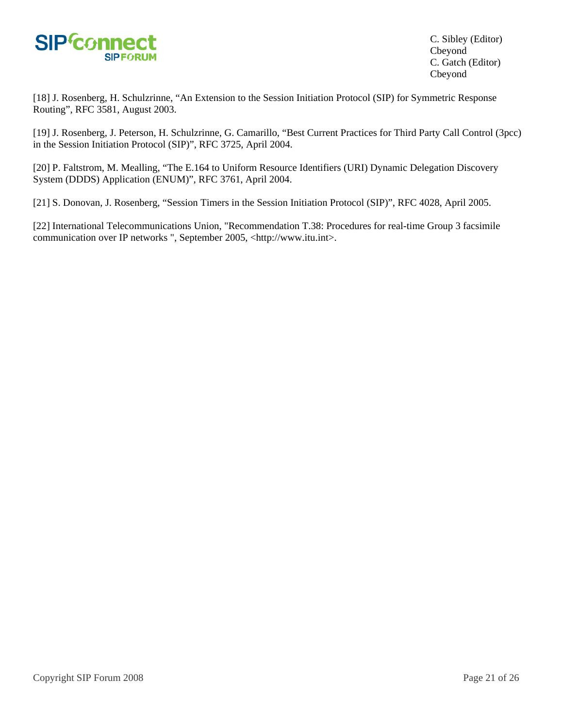[18] J. Rosenberg, H. Schulzrinne, “An Extension to the Session Initiation Protocol (SIP) for Symmetric Response Routing”, RFC 3581, August 2003.

[19] J. Rosenberg, J. Peterson, H. Schulzrinne, G. Camarillo, “Best Current Practices for Third Party Call Control (3pcc) in the Session Initiation Protocol (SIP)”, RFC 3725, April 2004.

[20] P. Faltstrom, M. Mealling, “The E.164 to Uniform Resource Identifiers (URI) Dynamic Delegation Discovery System (DDDS) Application (ENUM)”, RFC 3761, April 2004.

[21] S. Donovan, J. Rosenberg, “Session Timers in the Session Initiation Protocol (SIP)”, RFC 4028, April 2005.

[22] International Telecommunications Union, "Recommendation T.38: Procedures for real-time Group 3 facsimile communication over IP networks ", September 2005, <http://www.itu.int>.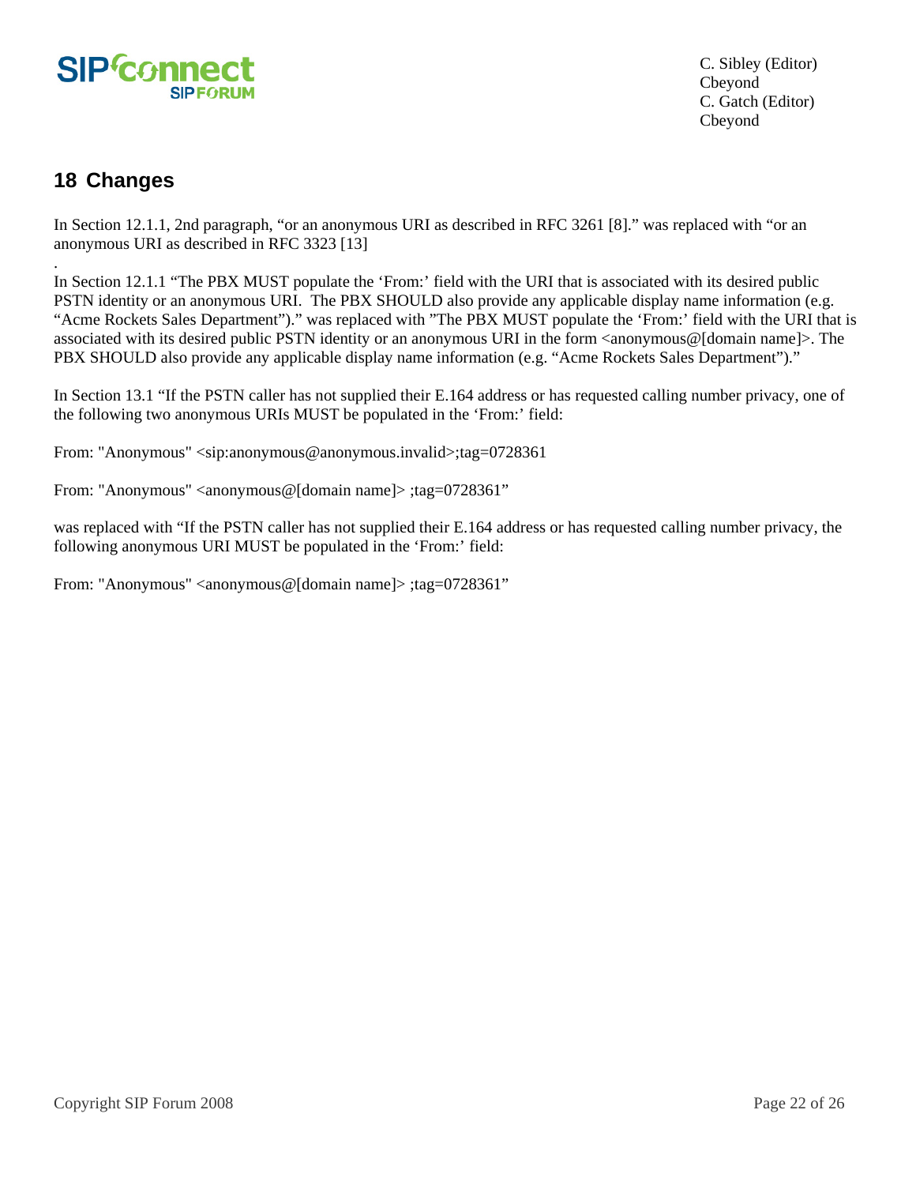## 18 Changes

In Section 12.1.1, 2nd paragraph, “or an anonymous URI as described in RFC 3261 [8].” was replaced with “or an anonymous URI as described in RFC 3323 [13]

.

In Section 12.1.1 “The PBX MUST populate the ‘From:’ field with the URI that is associated with its desired public PSTN identity or an anonymous URI. The PBX SHOULD also provide any applicable display name information (e.g. “Acme Rockets Sales Department”).” was replaced with ”The PBX MUST populate the ‘From:’ field with the URI that is associated with its desired public PSTN identity or an anonymous URI in the form <anonymous@[domain name]>. The PBX SHOULD also provide any applicable display name information (e.g. “Acme Rockets Sales Department”).”

In Section 13.1 “If the PSTN caller has not supplied their E.164 address or has requested calling number privacy, one of the following two anonymous URIs MUST be populated in the ‘From:’ field:

From: "Anonymous" <sip:anonymous@anonymous.invalid>;tag=0728361

From: "Anonymous" <anonymous@[domain name]> ;tag=0728361”

was replaced with “If the PSTN caller has not supplied their E.164 address or has requested calling number privacy, the following anonymous URI MUST be populated in the ‘From:’ field:

From: "Anonymous" <anonymous@[domain name]> ;tag=0728361”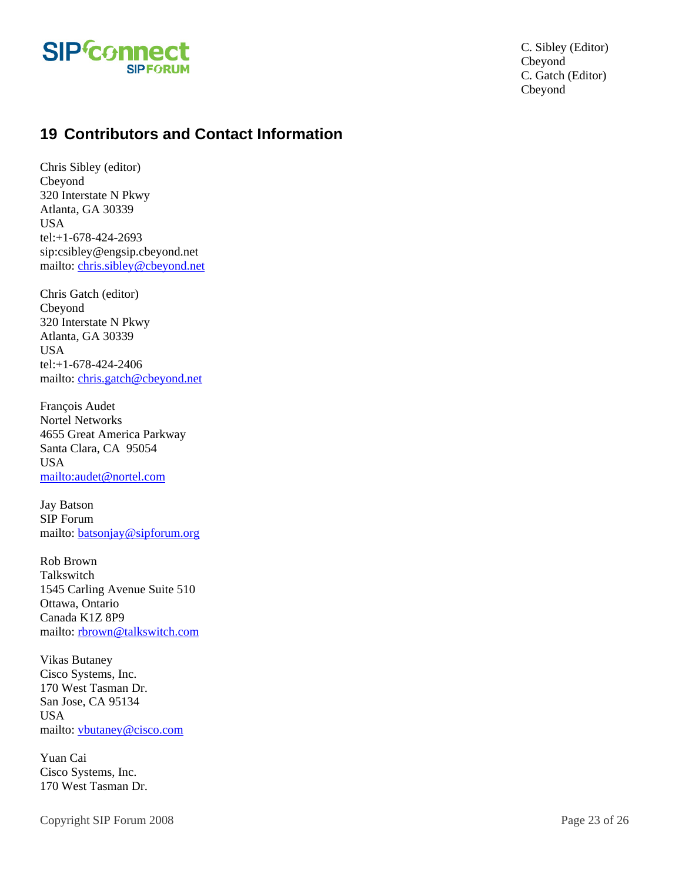# 19 Contributors and Contact Information

Chris Sibley (editor)
Cbeyond
320 Interstate N Pkwy
Atlanta, GA 30339
USA
tel:+1-678-424-2693
sip:csibley@engsip.cbeyond.net
mailto: chris.sibley@cbeyond.net

Chris Gatch (editor)
Cbeyond
320 Interstate N Pkwy
Atlanta, GA 30339
USA
tel:+1-678-424-2406
mailto: chris.gatch@cbeyond.net

François Audet
Nortel Networks
4655 Great America Parkway
Santa Clara, CA 95054
USA
mailto:audet@nortel.com

Jay Batson
SIP Forum
mailto: batsonjay@sipforum.org

Rob Brown
Talkswitch
1545 Carling Avenue Suite 510
Ottawa, Ontario
Canada K1Z 8P9
mailto: rbrown@talkswitch.com

Vikas Butaney
Cisco Systems, Inc.
170 West Tasman Dr.
San Jose, CA 95134
USA
mailto: vbutaney@cisco.com

Yuan Cai
Cisco Systems, Inc.
170 West Tasman Dr.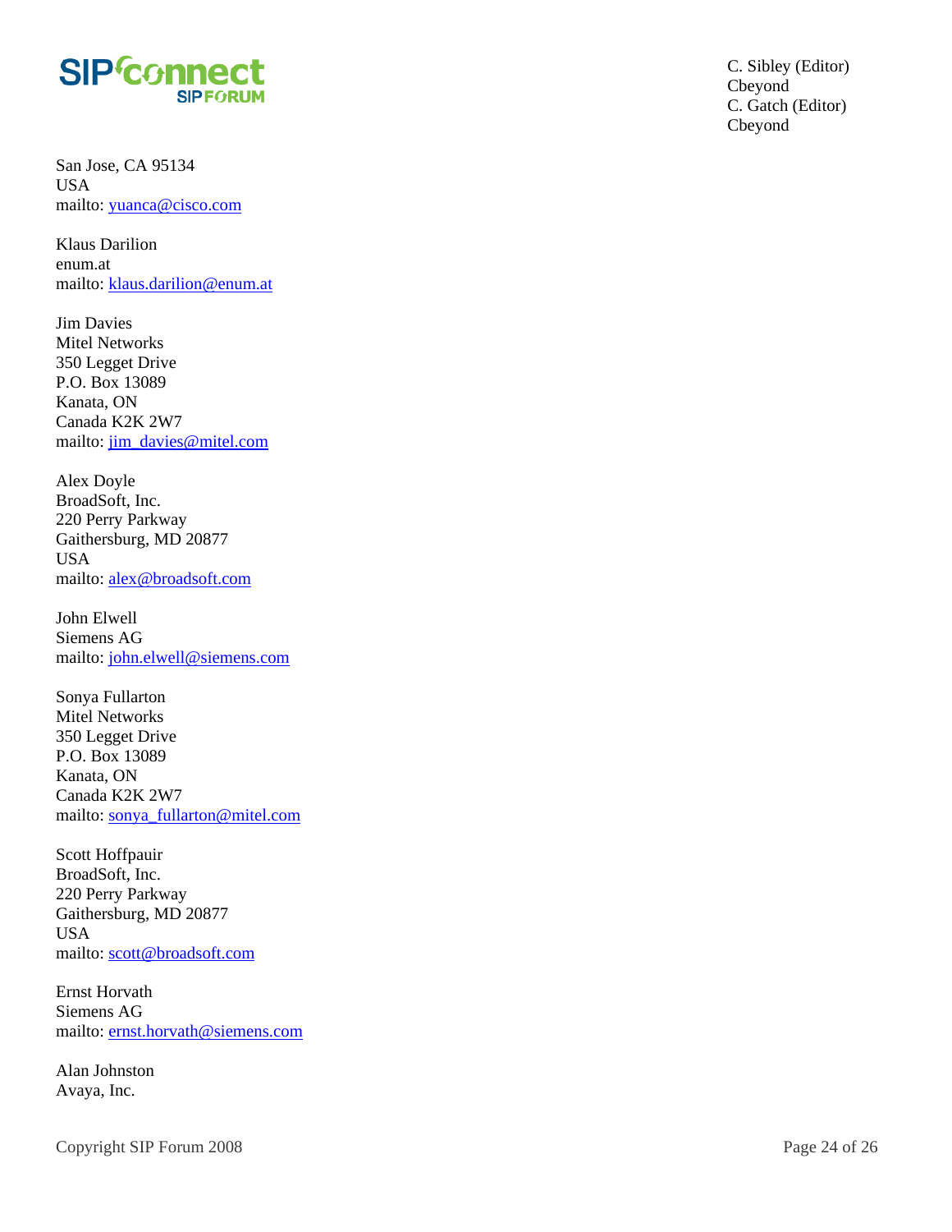San Jose, CA 95134
USA
mailto: yuanca@cisco.com

Klaus Darilion
enum.at
mailto: klaus.darilion@enum.at

Jim Davies
Mitel Networks
350 Legget Drive
P.O. Box 13089
Kanata, ON
Canada K2K 2W7
mailto: jim_davies@mitel.com

Alex Doyle
BroadSoft, Inc.
220 Perry Parkway
Gaithersburg, MD 20877
USA
mailto: alex@broadsoft.com

John Elwell
Siemens AG
mailto: john.elwell@siemens.com

Sonya Fullarton
Mitel Networks
350 Legget Drive
P.O. Box 13089
Kanata, ON
Canada K2K 2W7
mailto: sonya_fullarton@mitel.com

Scott Hoffpauir
BroadSoft, Inc.
220 Perry Parkway
Gaithersburg, MD 20877
USA
mailto: scott@broadsoft.com

Ernst Horvath
Siemens AG
mailto: ernst.horvath@siemens.com

Alan Johnston
Avaya, Inc.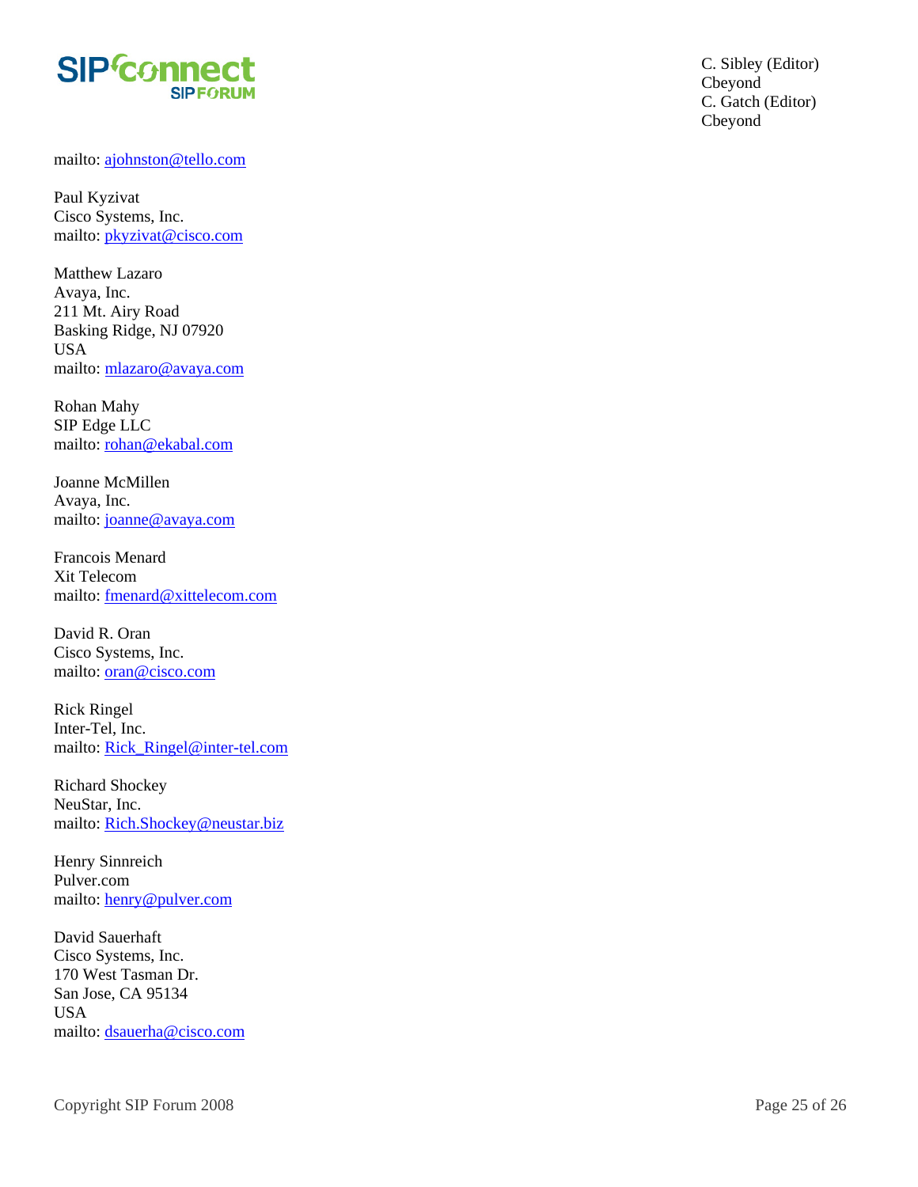mailto: ajohnston@tello.com

Paul Kyzivat  
Cisco Systems, Inc.  
mailto: pkyzivat@cisco.com

Matthew Lazaro  
Avaya, Inc.  
211 Mt. Airy Road  
Basking Ridge, NJ 07920  
USA  
mailto: mlazaro@avaya.com

Rohan Mahy  
SIP Edge LLC  
mailto: rohan@ekabal.com

Joanne McMillen  
Avaya, Inc.  
mailto: joanne@avaya.com

Francois Menard  
Xit Telecom  
mailto: fmenard@xittelecom.com

David R. Oran  
Cisco Systems, Inc.  
mailto: oran@cisco.com

Rick Ringel  
Inter-Tel, Inc.  
mailto: Rick_Ringel@inter-tel.com

Richard Shockey  
NeuStar, Inc.  
mailto: Rich.Shockey@neustar.biz

Henry Sinnreich  
Pulver.com  
mailto: henry@pulver.com

David Sauerhaft  
Cisco Systems, Inc.  
170 West Tasman Dr.  
San Jose, CA 95134  
USA  
mailto: dsauerha@cisco.com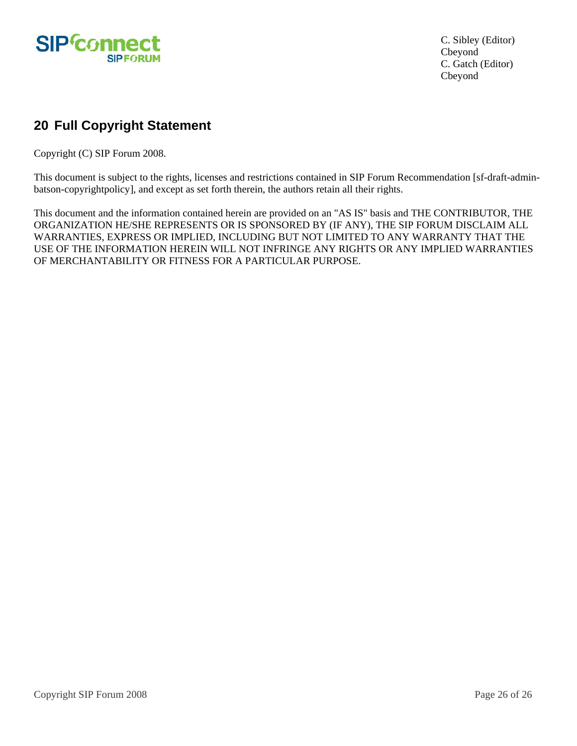## 20 Full Copyright Statement

Copyright (C) SIP Forum 2008.

This document is subject to the rights, licenses and restrictions contained in SIP Forum Recommendation [sf-draft-admin-batson-copyrightpolicy], and except as set forth therein, the authors retain all their rights.

This document and the information contained herein are provided on an "AS IS" basis and THE CONTRIBUTOR, THE ORGANIZATION HE/SHE REPRESENTS OR IS SPONSORED BY (IF ANY), THE SIP FORUM DISCLAIM ALL WARRANTIES, EXPRESS OR IMPLIED, INCLUDING BUT NOT LIMITED TO ANY WARRANTY THAT THE USE OF THE INFORMATION HEREIN WILL NOT INFRINGE ANY RIGHTS OR ANY IMPLIED WARRANTIES OF MERCHANTABILITY OR FITNESS FOR A PARTICULAR PURPOSE.